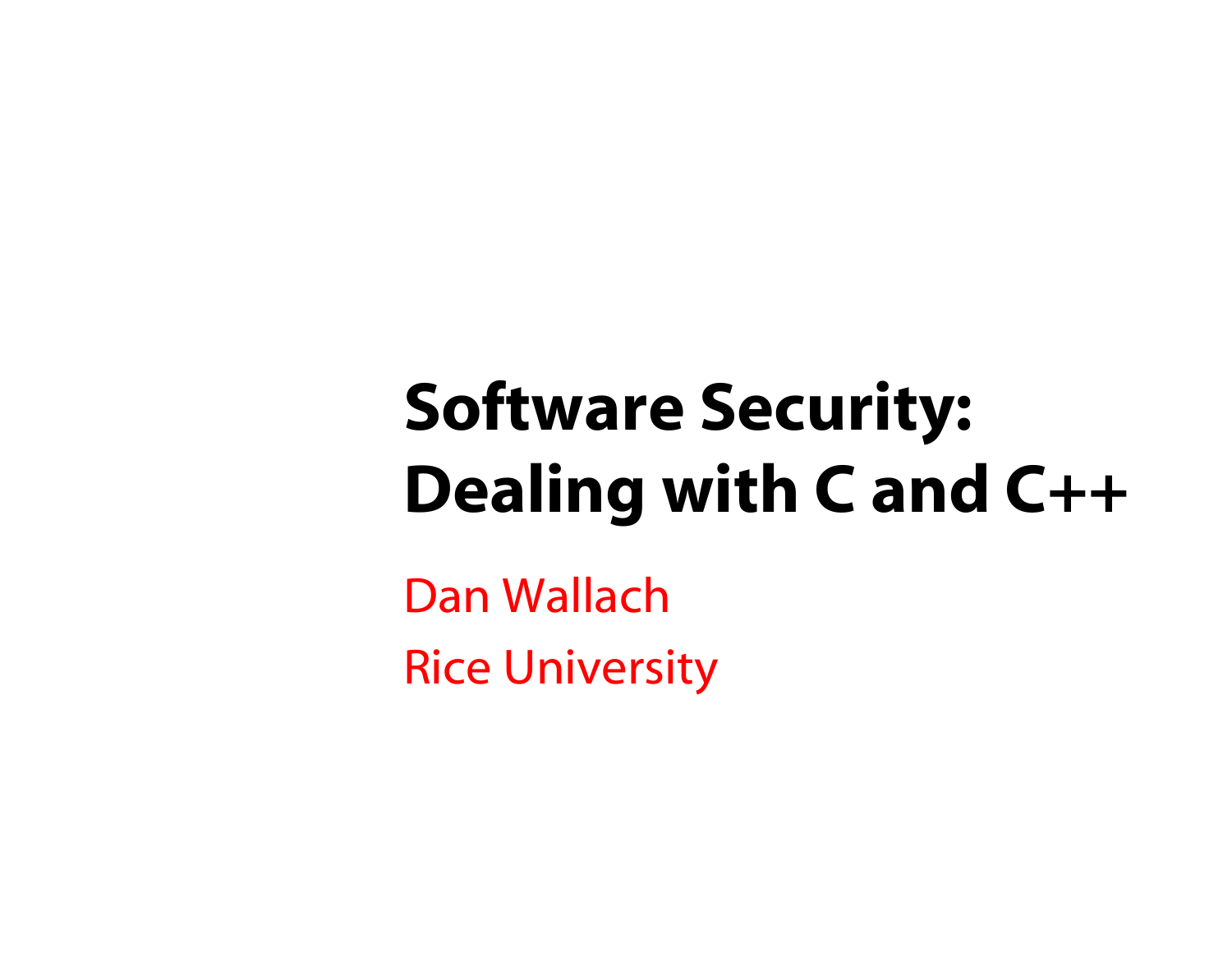# Software Security: Dealing with C and C++

Dan Wallach

Rice University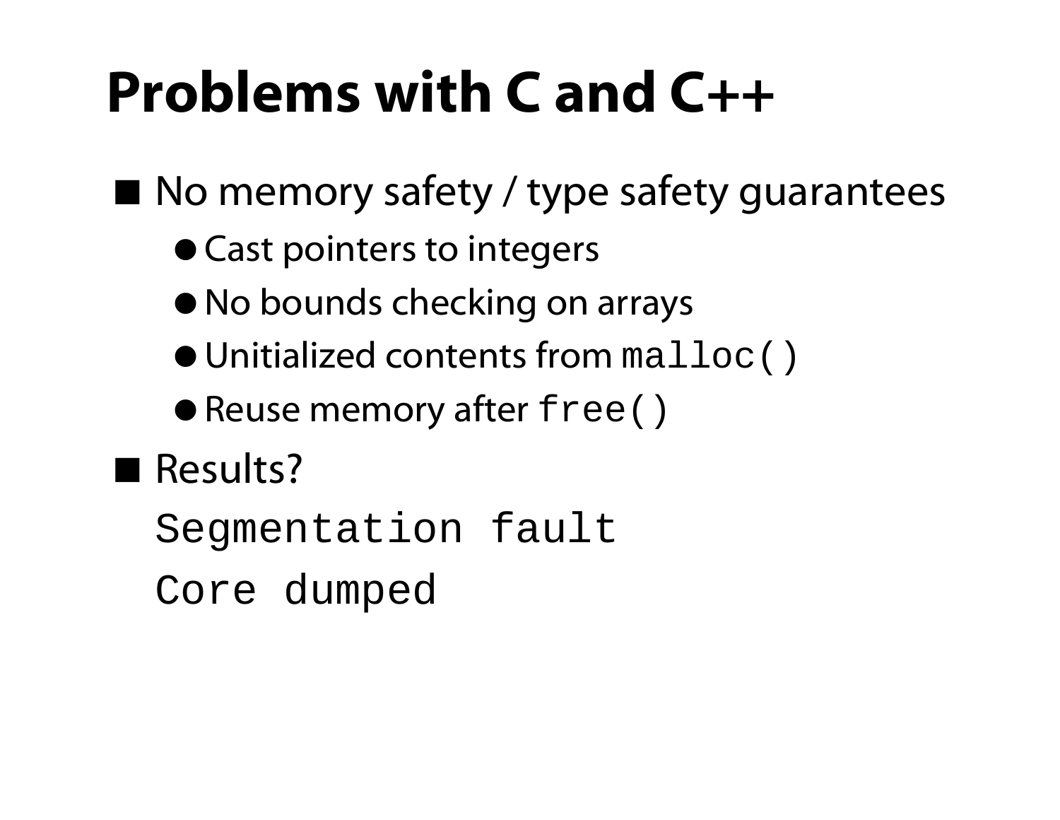# Problems with C and C++

- No memory safety / type safety guarantees
  - Cast pointers to integers
  - No bounds checking on arrays
  - Unitialized contents from `malloc()`
  - Reuse memory after `free()`
- Results?

```
Segmentation fault
Core dumped
```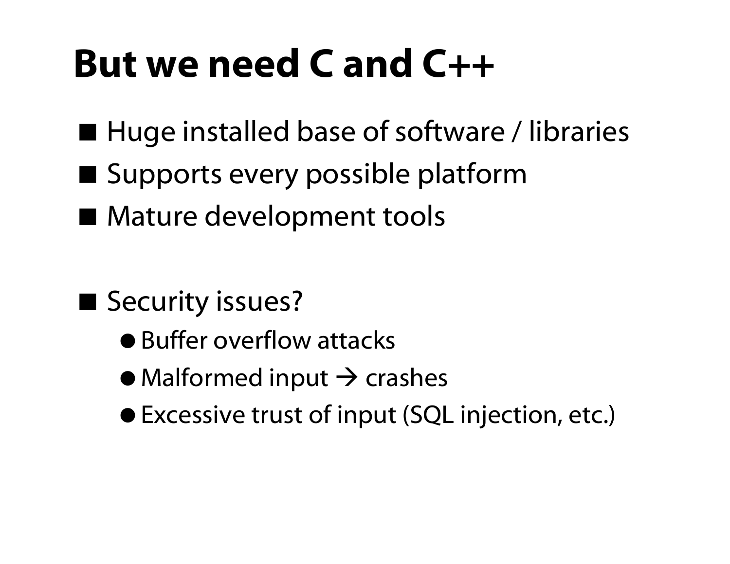# But we need C and C++

- Huge installed base of software / libraries
- Supports every possible platform
- Mature development tools

- Security issues?
  - Buffer overflow attacks
  - Malformed input → crashes
  - Excessive trust of input (SQL injection, etc.)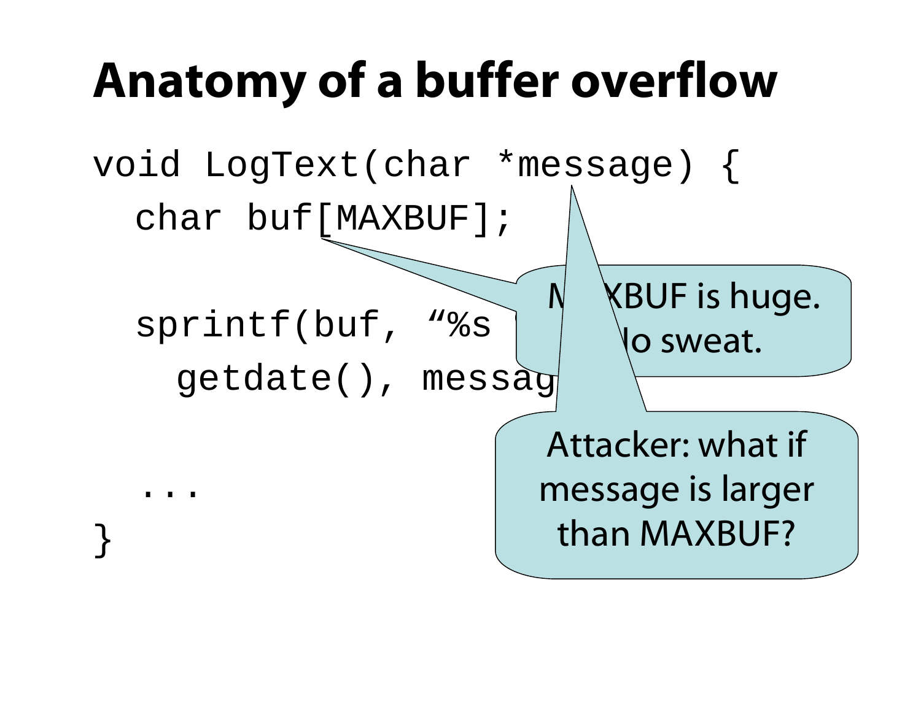# Anatomy of a buffer overflow

```
void LogText(char *message) {
  char buf[MAXBUF];

  sprintf(buf, “%s
    getdate(), messag

  ...
}
```

MAXBUF is huge. No sweat.

Attacker: what if message is larger than MAXBUF?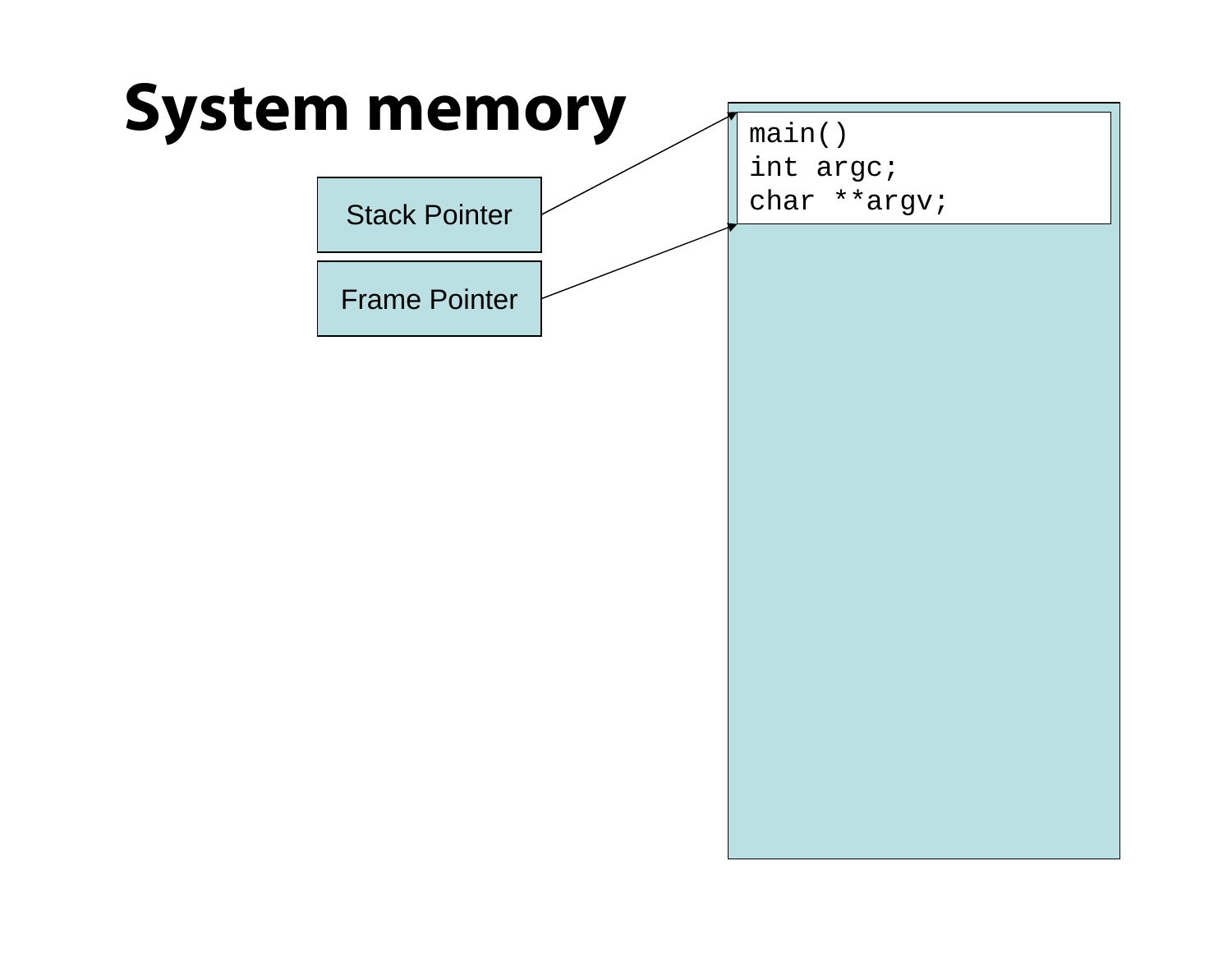# System memory

Stack Pointer

Frame Pointer

```
main()
int argc;
char **argv;
```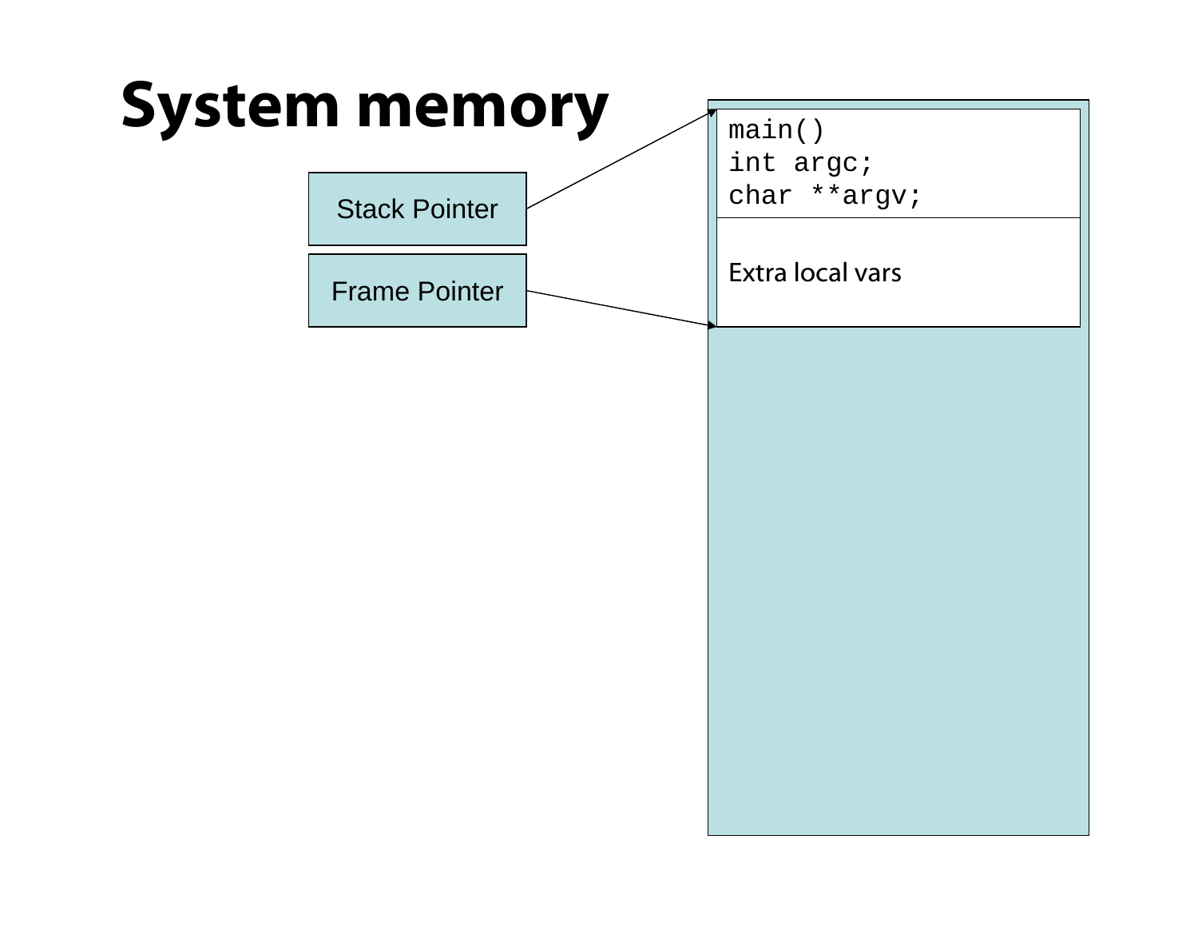# System memory

Stack Pointer

Frame Pointer

```
main()
int argc;
char **argv;
```

Extra local vars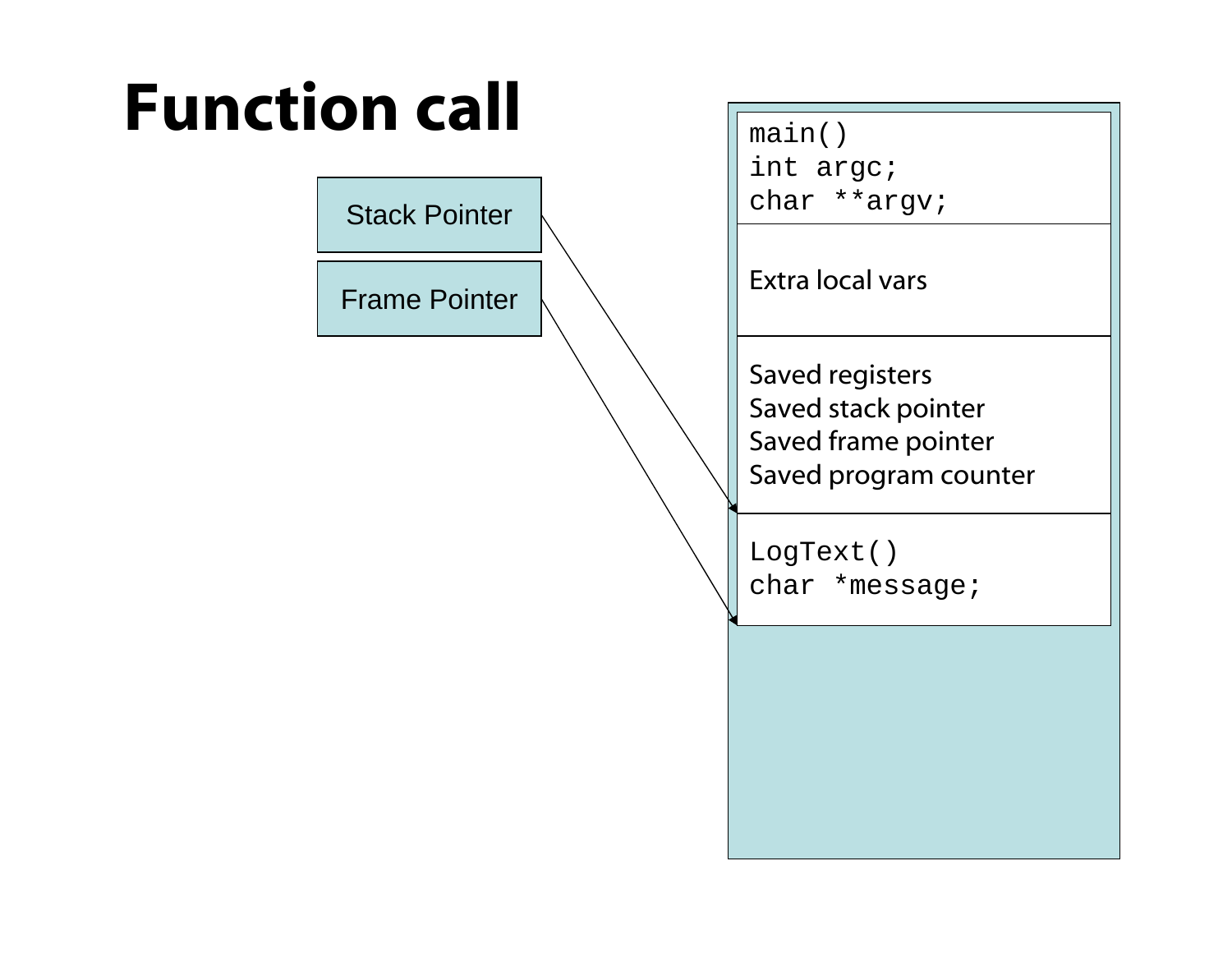# Function call

Stack Pointer

Frame Pointer

```
main()
int argc;
char **argv;
```

Extra local vars

Saved registers
Saved stack pointer
Saved frame pointer
Saved program counter

```
LogText()
char *message;
```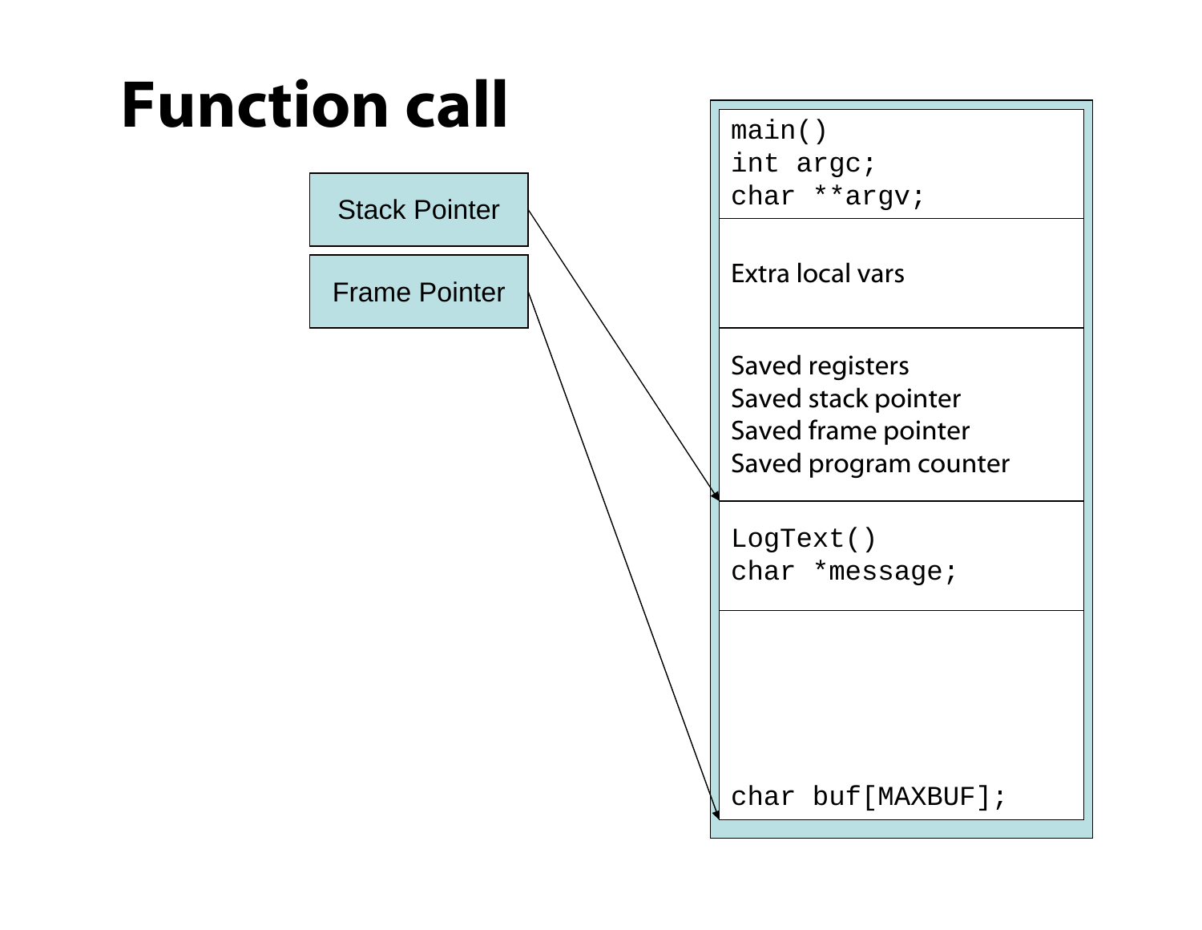# Function call

Stack Pointer

Frame Pointer

```
main()
int argc;
char **argv;
```

Extra local vars

Saved registers
Saved stack pointer
Saved frame pointer
Saved program counter

```
LogText()
char *message;
```

```
char buf[MAXBUF];
```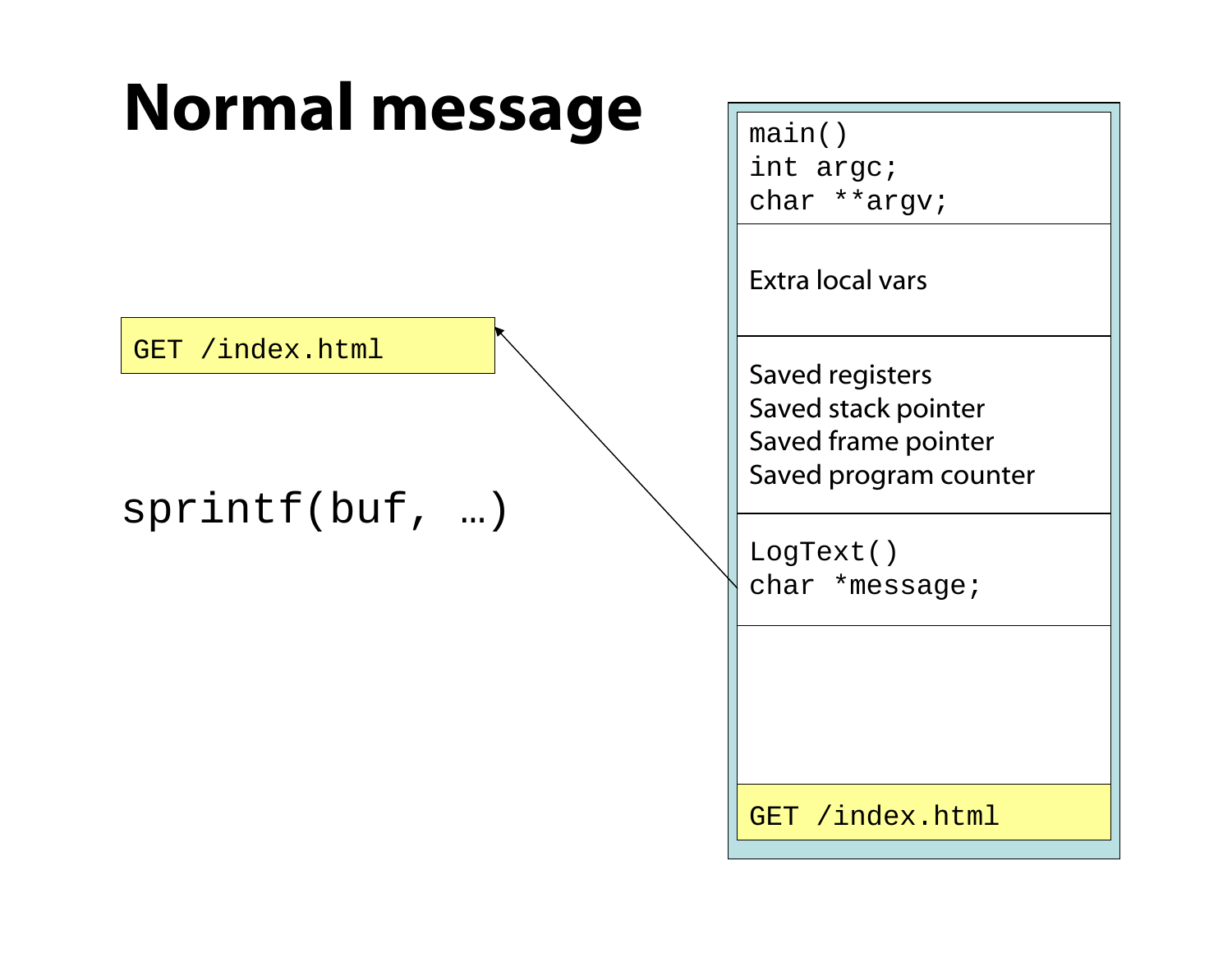# Normal message

```
GET /index.html
```

```
sprintf(buf, …)
```

```
main()
int argc;
char **argv;
```

Extra local vars

Saved registers
Saved stack pointer
Saved frame pointer
Saved program counter

```
LogText()
char *message;
```

```
GET /index.html
```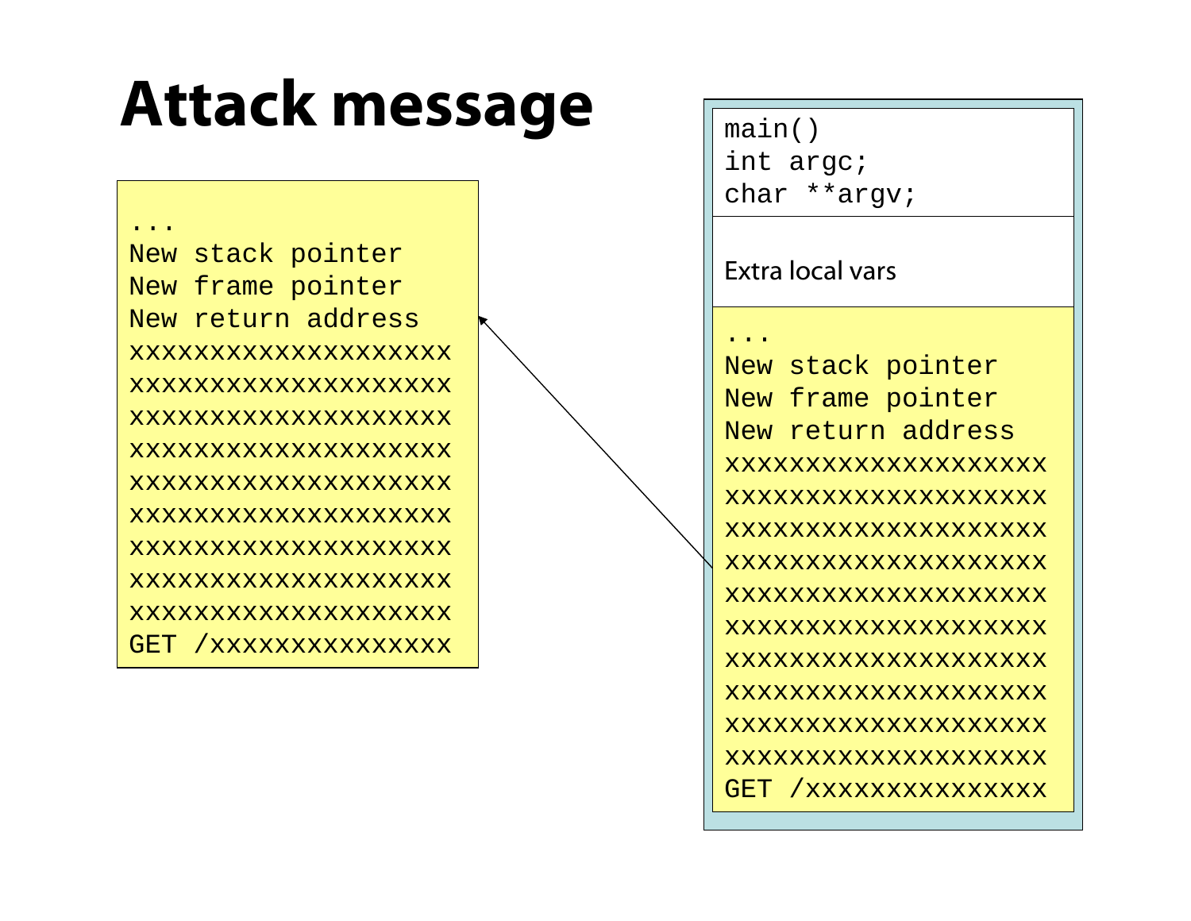# Attack message

```
...
New stack pointer
New frame pointer
New return address
xxxxxxxxxxxxxxxxxxxx
xxxxxxxxxxxxxxxxxxxx
xxxxxxxxxxxxxxxxxxxx
xxxxxxxxxxxxxxxxxxxx
xxxxxxxxxxxxxxxxxxxx
xxxxxxxxxxxxxxxxxxxx
xxxxxxxxxxxxxxxxxxxx
xxxxxxxxxxxxxxxxxxxx
xxxxxxxxxxxxxxxxxxxx
GET /xxxxxxxxxxxxxxx
```

```
main()
int argc;
char **argv;
```

Extra local vars

```
...
New stack pointer
New frame pointer
New return address
xxxxxxxxxxxxxxxxxxxx
xxxxxxxxxxxxxxxxxxxx
xxxxxxxxxxxxxxxxxxxx
xxxxxxxxxxxxxxxxxxxx
xxxxxxxxxxxxxxxxxxxx
xxxxxxxxxxxxxxxxxxxx
xxxxxxxxxxxxxxxxxxxx
xxxxxxxxxxxxxxxxxxxx
xxxxxxxxxxxxxxxxxxxx
xxxxxxxxxxxxxxxxxxxx
GET /xxxxxxxxxxxxxxx
```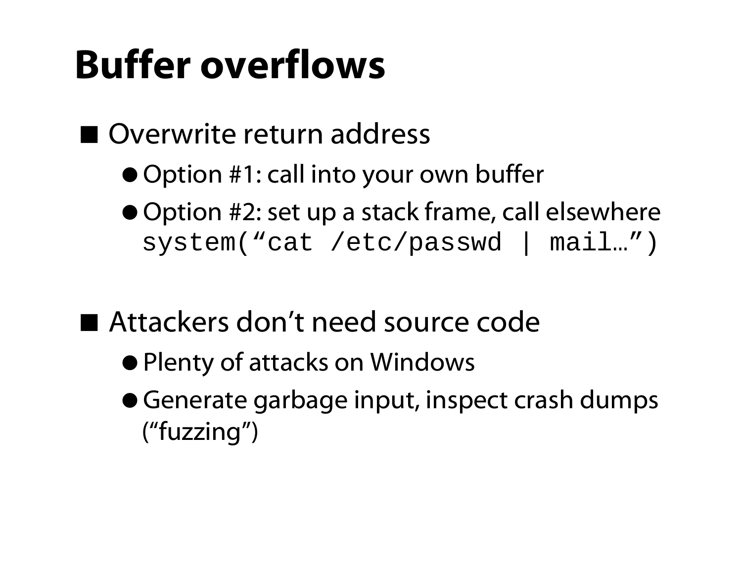# Buffer overflows

- Overwrite return address
  - Option #1: call into your own buffer
  - Option #2: set up a stack frame, call elsewhere `system(“cat /etc/passwd | mail…”)`

- Attackers don’t need source code
  - Plenty of attacks on Windows
  - Generate garbage input, inspect crash dumps (“fuzzing”)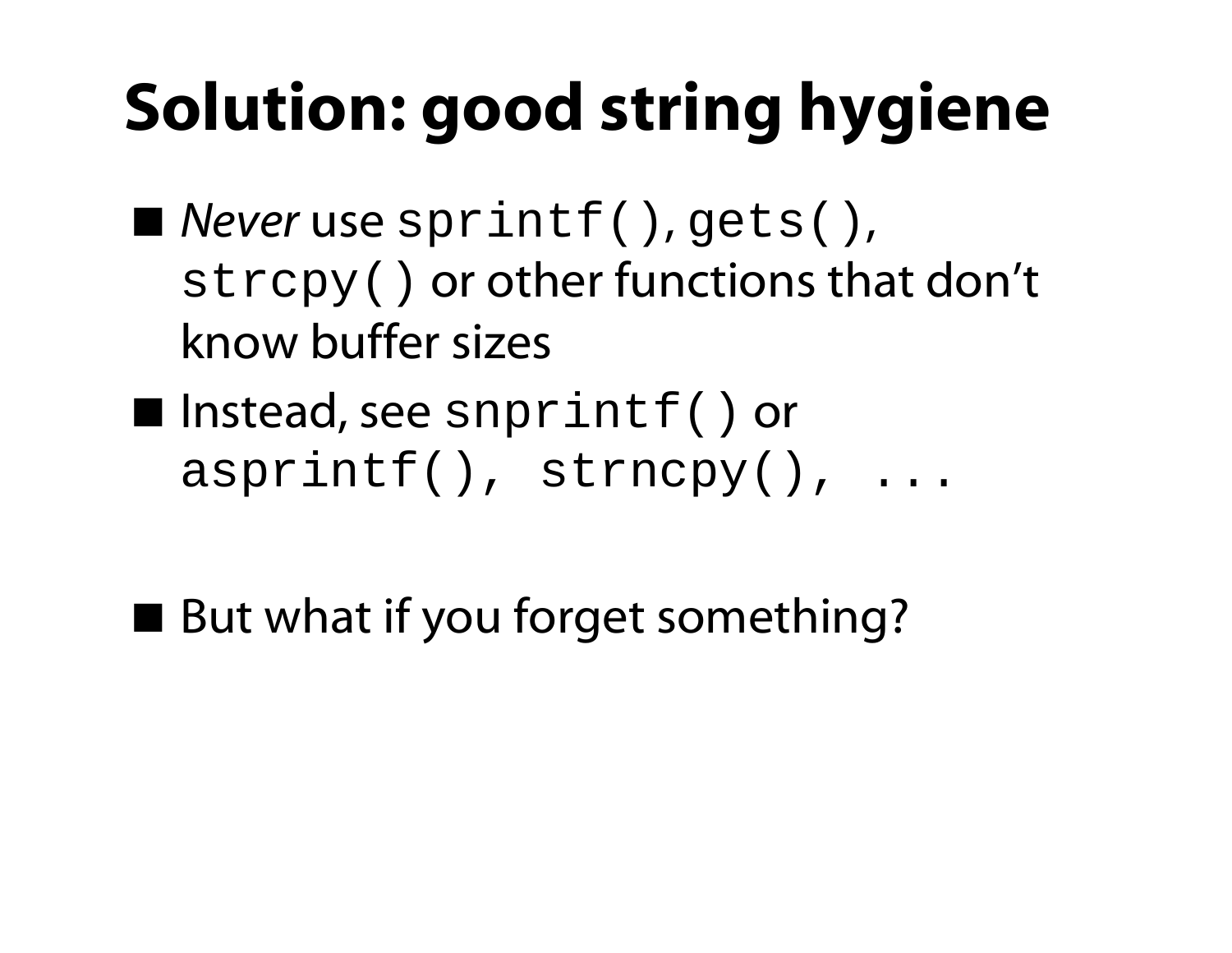# Solution: good string hygiene

- *Never* use `sprintf()`, `gets()`, `strcpy()` or other functions that don't know buffer sizes
- Instead, see `snprintf()` or `asprintf(), strncpy(), ...`

- But what if you forget something?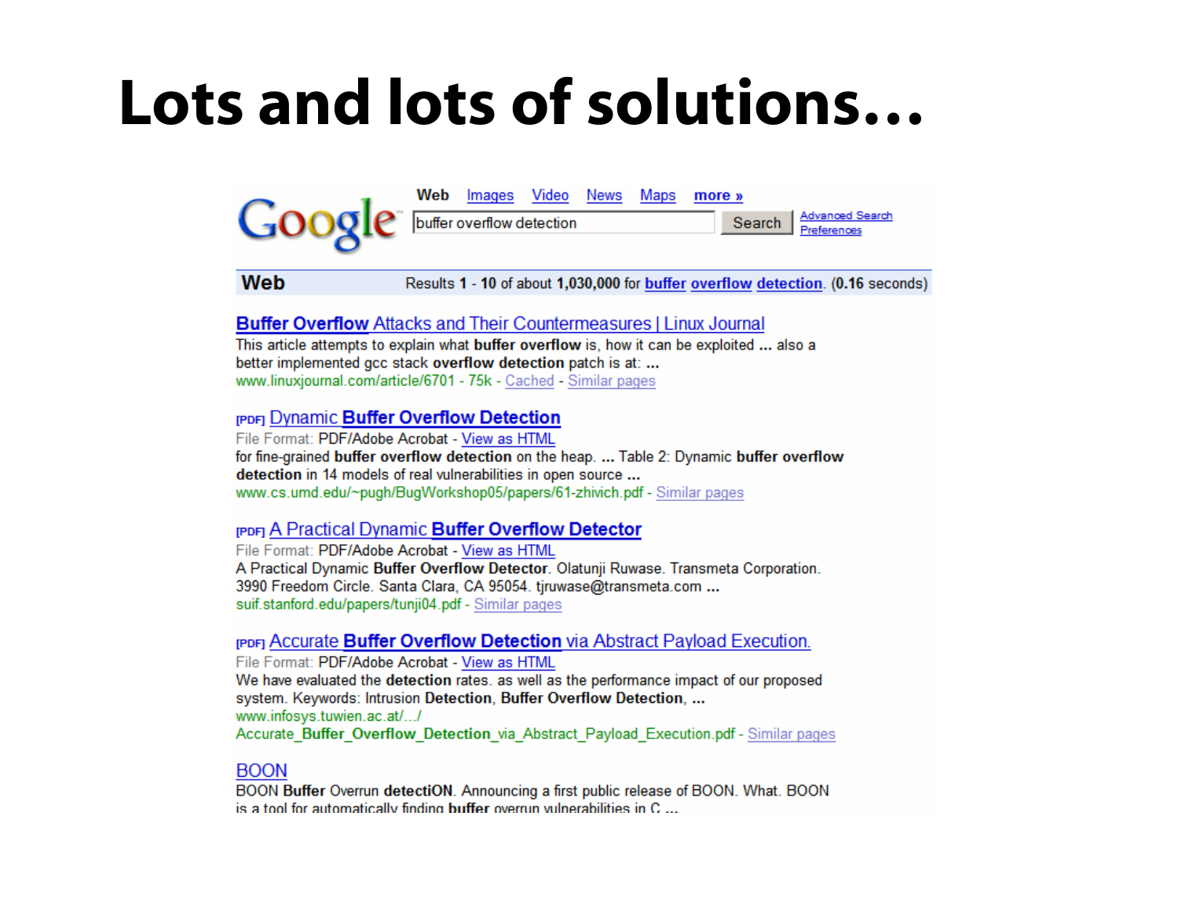# Lots and lots of solutions…

Google

Web | Images | Video | News | Maps | more »

buffer overflow detection | Search

Advanced Search
Preferences

**Web** Results **1** - **10** of about **1,030,000** for **buffer overflow detection**. (**0.16** seconds)

**Buffer Overflow** Attacks and Their Countermeasures | Linux Journal
This article attempts to explain what **buffer overflow** is, how it can be exploited **...** also a better implemented gcc stack **overflow detection** patch is at: **...**
www.linuxjournal.com/article/6701 - 75k - Cached - Similar pages

[PDF] Dynamic **Buffer Overflow Detection**
File Format: PDF/Adobe Acrobat - View as HTML
for fine-grained **buffer overflow detection** on the heap. **...** Table 2: Dynamic **buffer overflow detection** in 14 models of real vulnerabilities in open source **...**
www.cs.umd.edu/~pugh/BugWorkshop05/papers/61-zhivich.pdf - Similar pages

[PDF] A Practical Dynamic **Buffer Overflow Detector**
File Format: PDF/Adobe Acrobat - View as HTML
A Practical Dynamic **Buffer Overflow Detector**. Olatunji Ruwase. Transmeta Corporation. 3990 Freedom Circle. Santa Clara, CA 95054. tjruwase@transmeta.com **...**
suif.stanford.edu/papers/tunji04.pdf - Similar pages

[PDF] Accurate **Buffer Overflow Detection** via Abstract Payload Execution.
File Format: PDF/Adobe Acrobat - View as HTML
We have evaluated the **detection** rates. as well as the performance impact of our proposed system. Keywords: Intrusion **Detection**, **Buffer Overflow Detection**, **...**
www.infosys.tuwien.ac.at/.../Accurate_Buffer_Overflow_Detection_via_Abstract_Payload_Execution.pdf - Similar pages

BOON
BOON **Buffer** Overrun **detectiON**. Announcing a first public release of BOON. What. BOON is a tool for automatically finding **buffer** overrun vulnerabilities in C **...**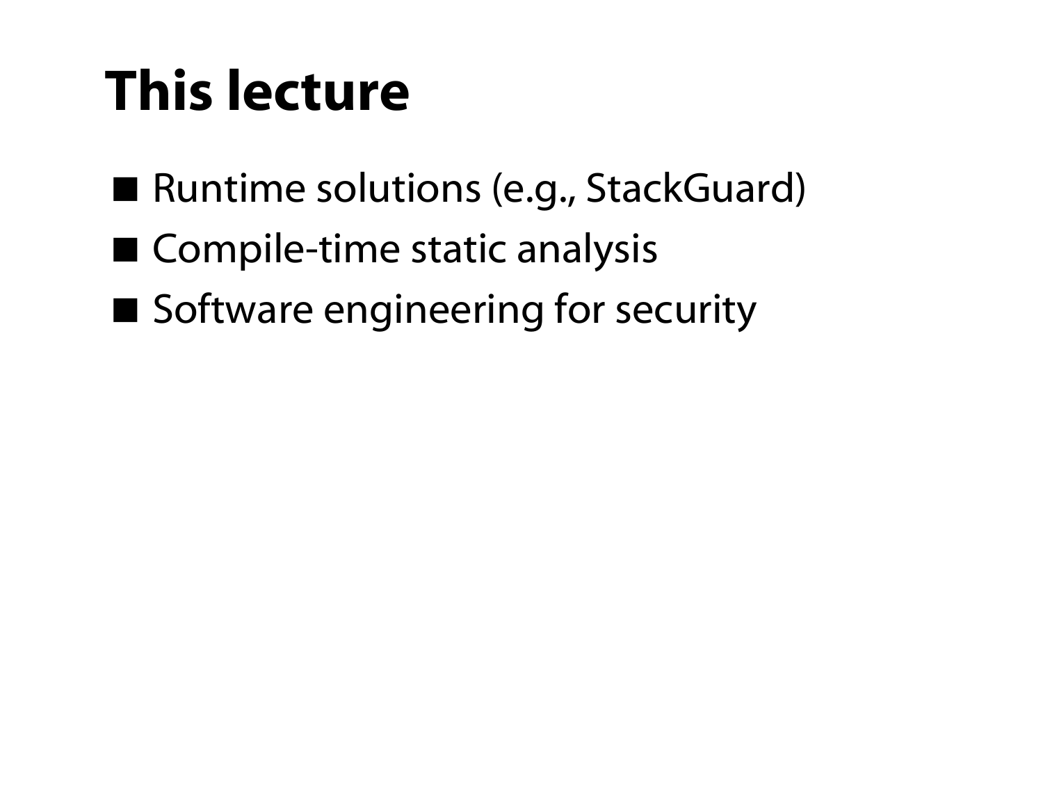# This lecture

- Runtime solutions (e.g., StackGuard)
- Compile-time static analysis
- Software engineering for security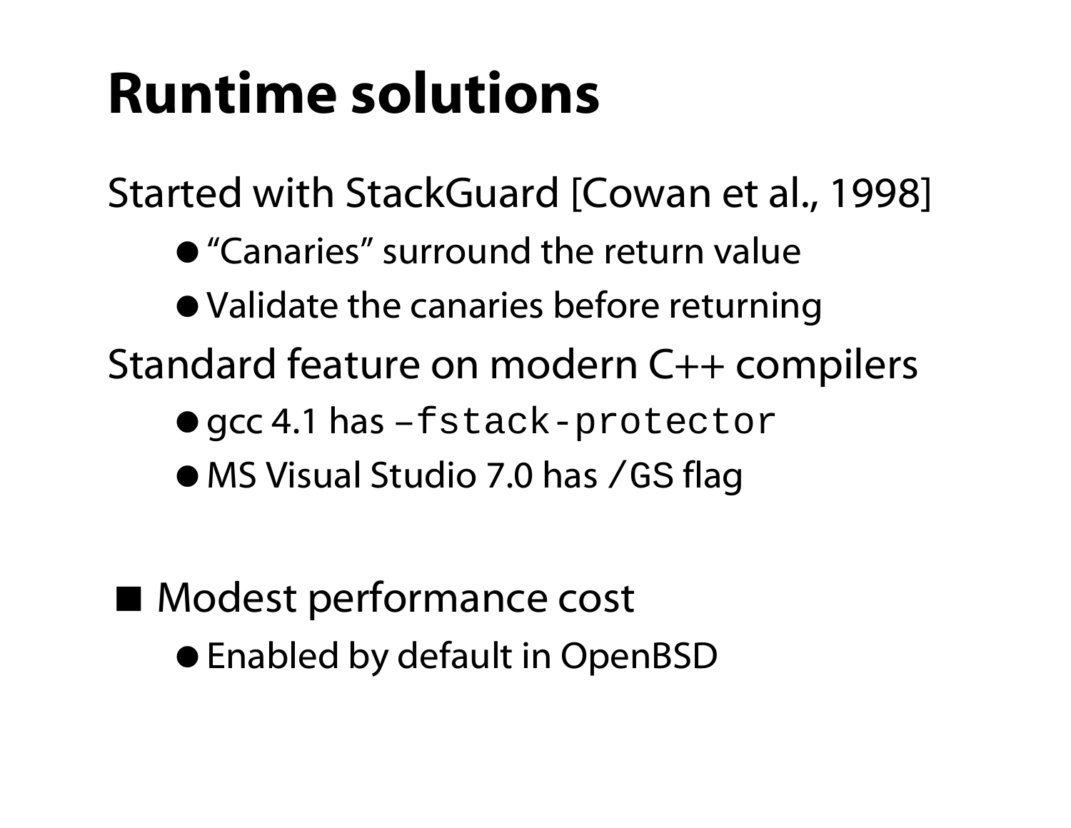# Runtime solutions

Started with StackGuard [Cowan et al., 1998]

- "Canaries" surround the return value
- Validate the canaries before returning

Standard feature on modern C++ compilers

- gcc 4.1 has `–fstack-protector`
- MS Visual Studio 7.0 has `/GS` flag

■ Modest performance cost

- Enabled by default in OpenBSD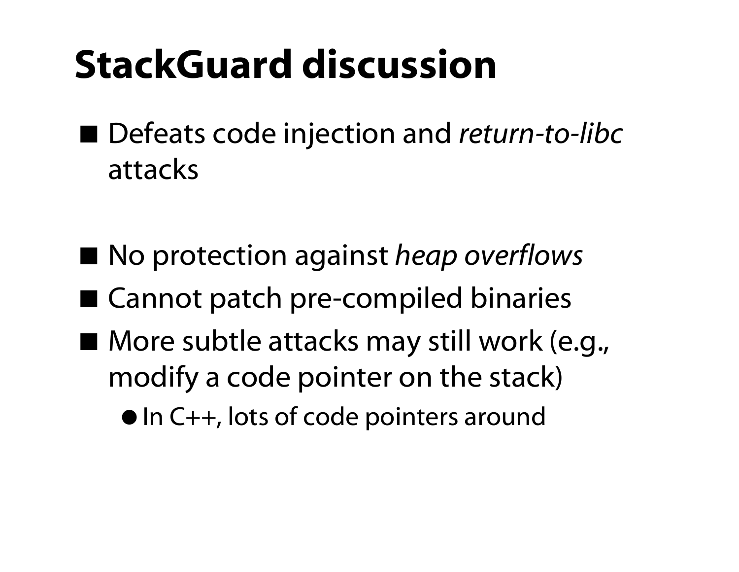# StackGuard discussion

- Defeats code injection and *return-to-libc* attacks

- No protection against *heap overflows*
- Cannot patch pre-compiled binaries
- More subtle attacks may still work (e.g., modify a code pointer on the stack)
  - In C++, lots of code pointers around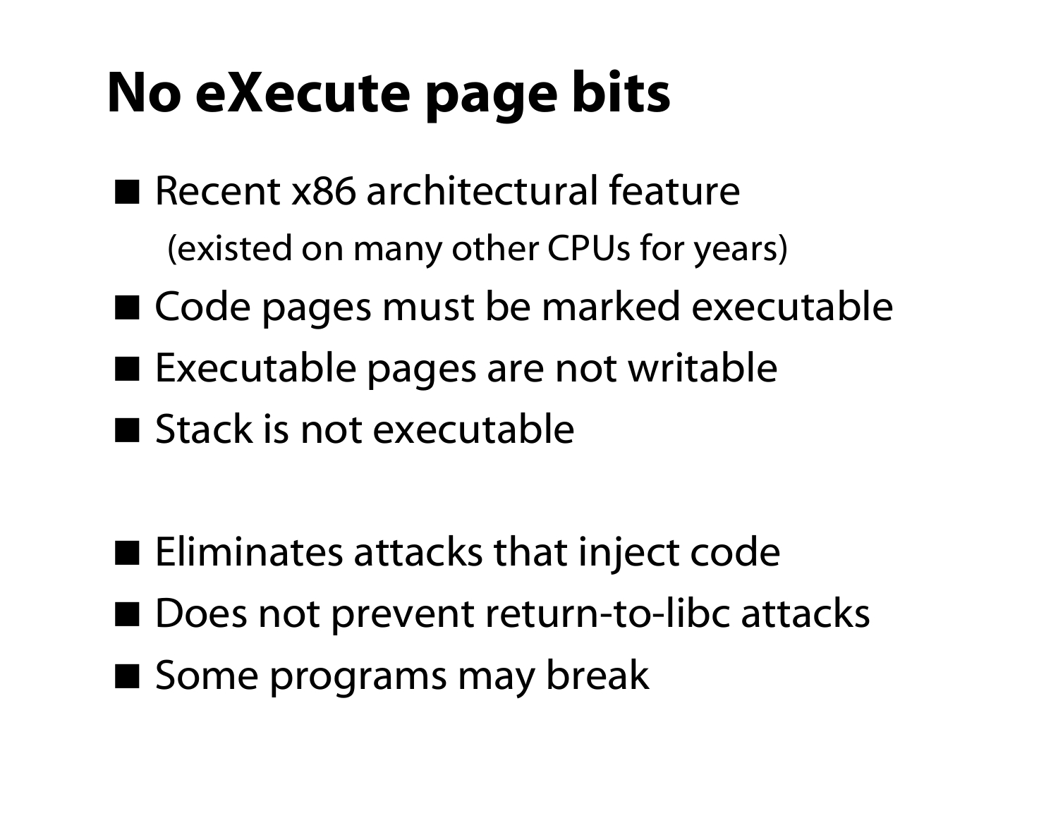# No eXecute page bits

- Recent x86 architectural feature
  (existed on many other CPUs for years)
- Code pages must be marked executable
- Executable pages are not writable
- Stack is not executable

- Eliminates attacks that inject code
- Does not prevent return-to-libc attacks
- Some programs may break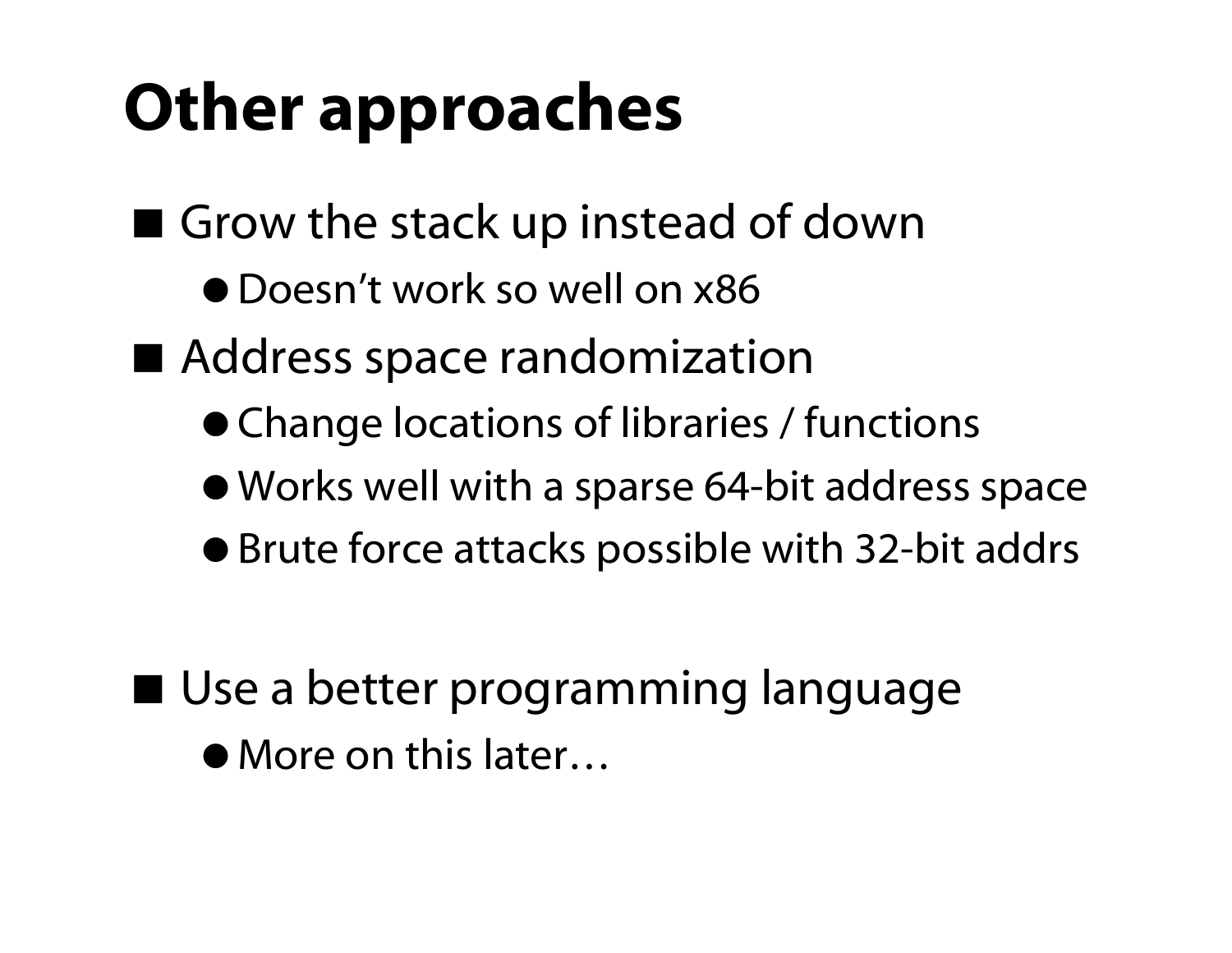# Other approaches

- Grow the stack up instead of down
  - Doesn't work so well on x86
- Address space randomization
  - Change locations of libraries / functions
  - Works well with a sparse 64-bit address space
  - Brute force attacks possible with 32-bit addrs
- Use a better programming language
  - More on this later…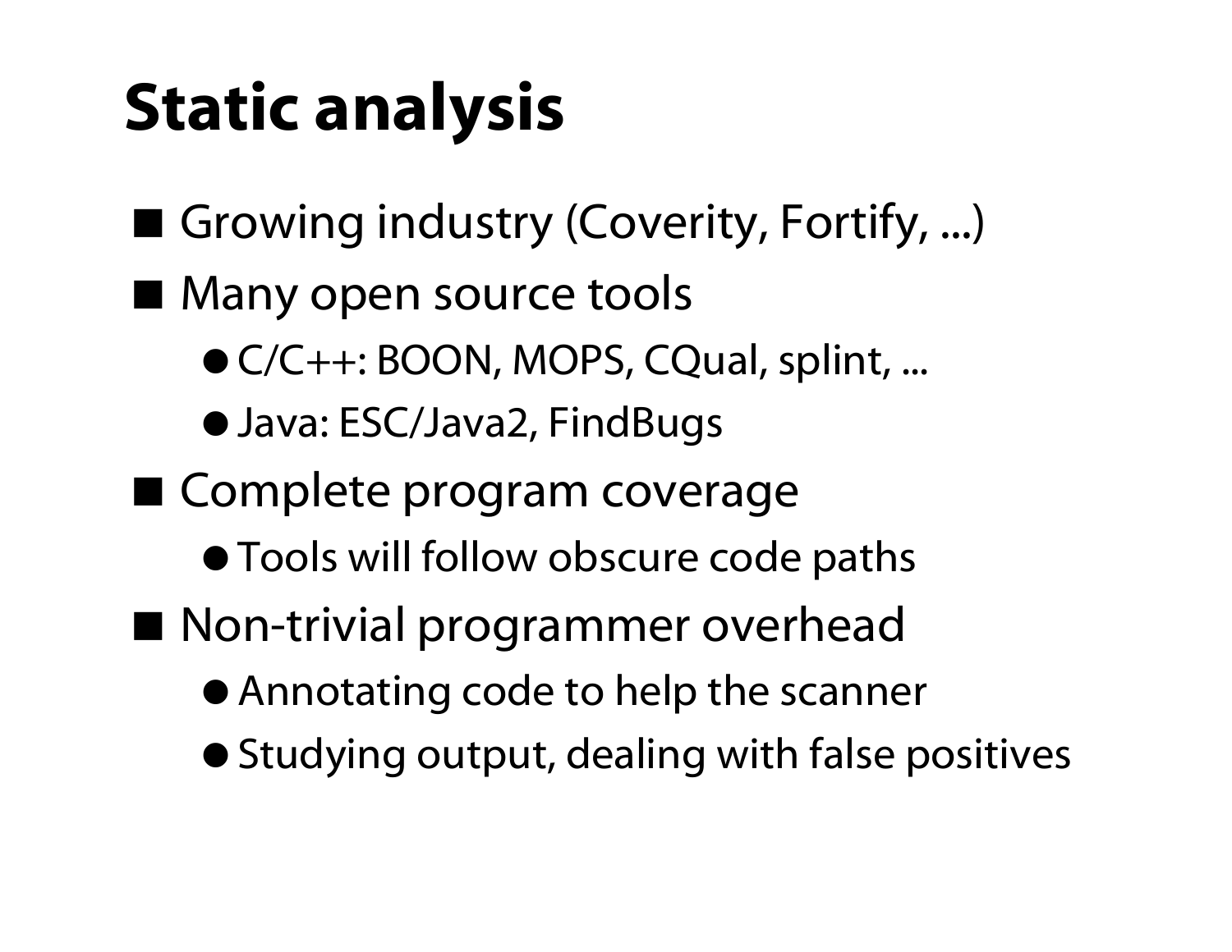# Static analysis

- Growing industry (Coverity, Fortify, ...)
- Many open source tools
  - C/C++: BOON, MOPS, CQual, splint, ...
  - Java: ESC/Java2, FindBugs
- Complete program coverage
  - Tools will follow obscure code paths
- Non-trivial programmer overhead
  - Annotating code to help the scanner
  - Studying output, dealing with false positives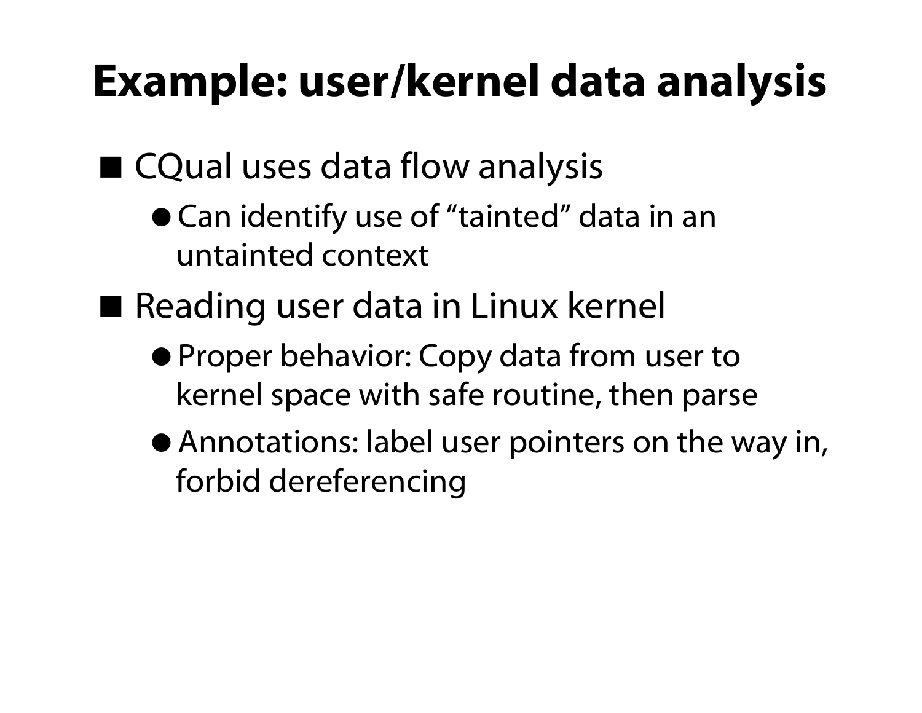# Example: user/kernel data analysis

- CQual uses data flow analysis
  - Can identify use of “tainted” data in an untainted context
- Reading user data in Linux kernel
  - Proper behavior: Copy data from user to kernel space with safe routine, then parse
  - Annotations: label user pointers on the way in, forbid dereferencing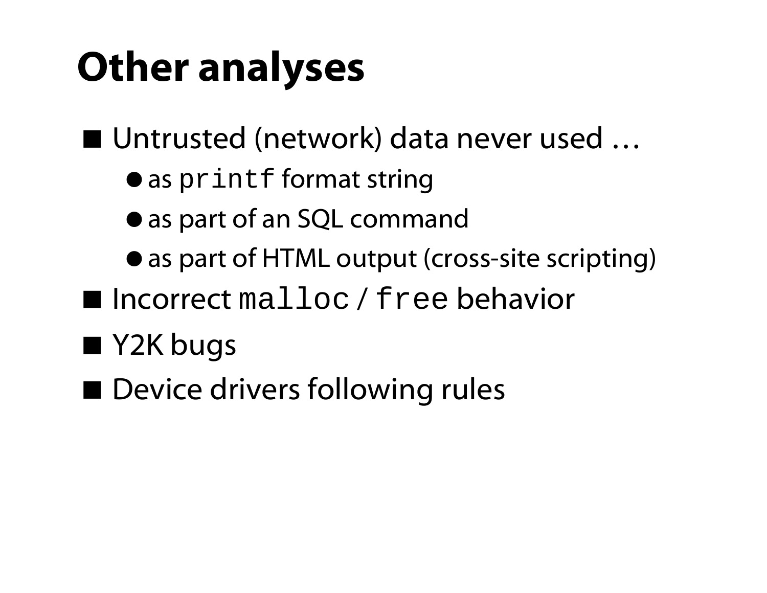# Other analyses

- Untrusted (network) data never used …
  - as `printf` format string
  - as part of an SQL command
  - as part of HTML output (cross-site scripting)
- Incorrect `malloc` / `free` behavior
- Y2K bugs
- Device drivers following rules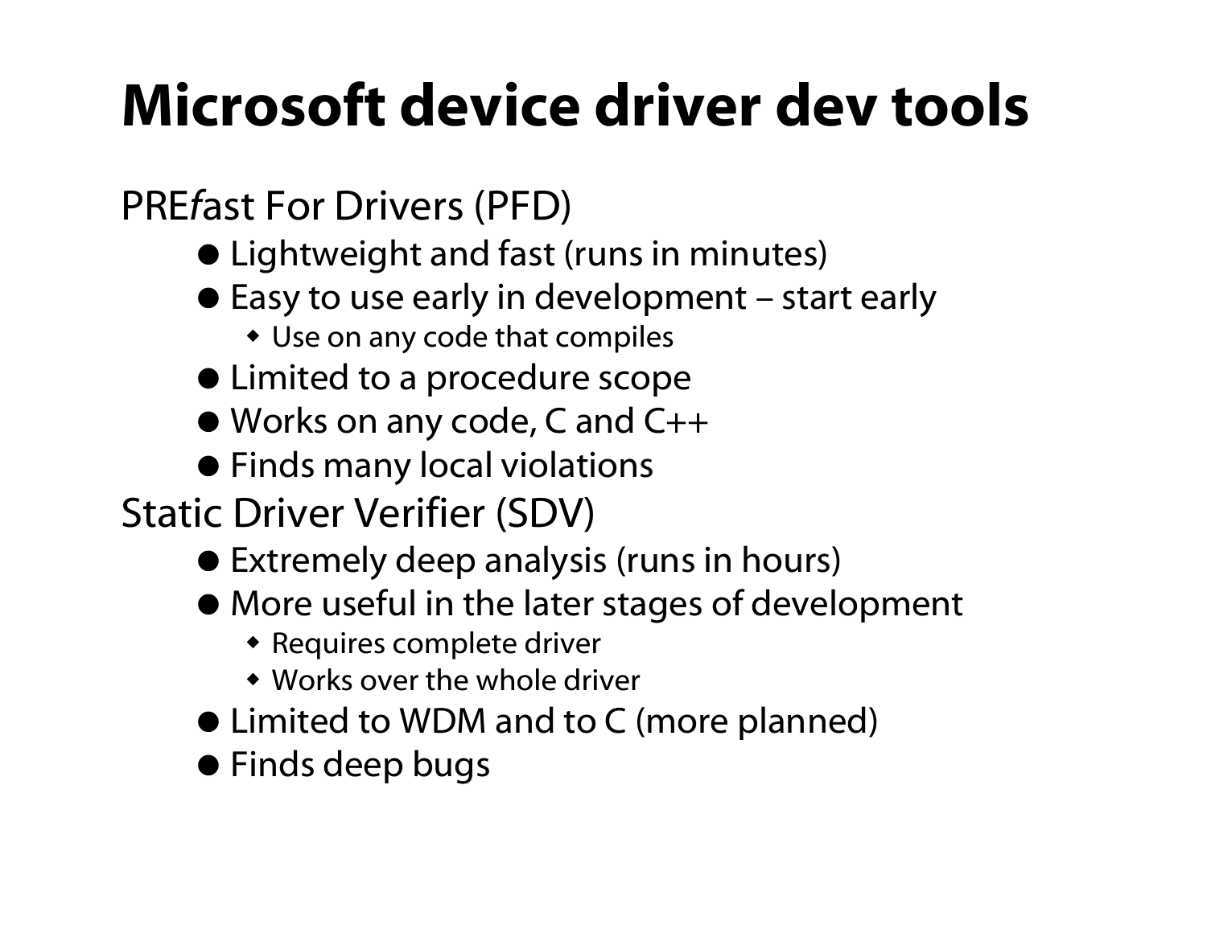# Microsoft device driver dev tools

PRE*f*ast For Drivers (PFD)

- Lightweight and fast (runs in minutes)
- Easy to use early in development – start early
  - Use on any code that compiles
- Limited to a procedure scope
- Works on any code, C and C++
- Finds many local violations

Static Driver Verifier (SDV)

- Extremely deep analysis (runs in hours)
- More useful in the later stages of development
  - Requires complete driver
  - Works over the whole driver
- Limited to WDM and to C (more planned)
- Finds deep bugs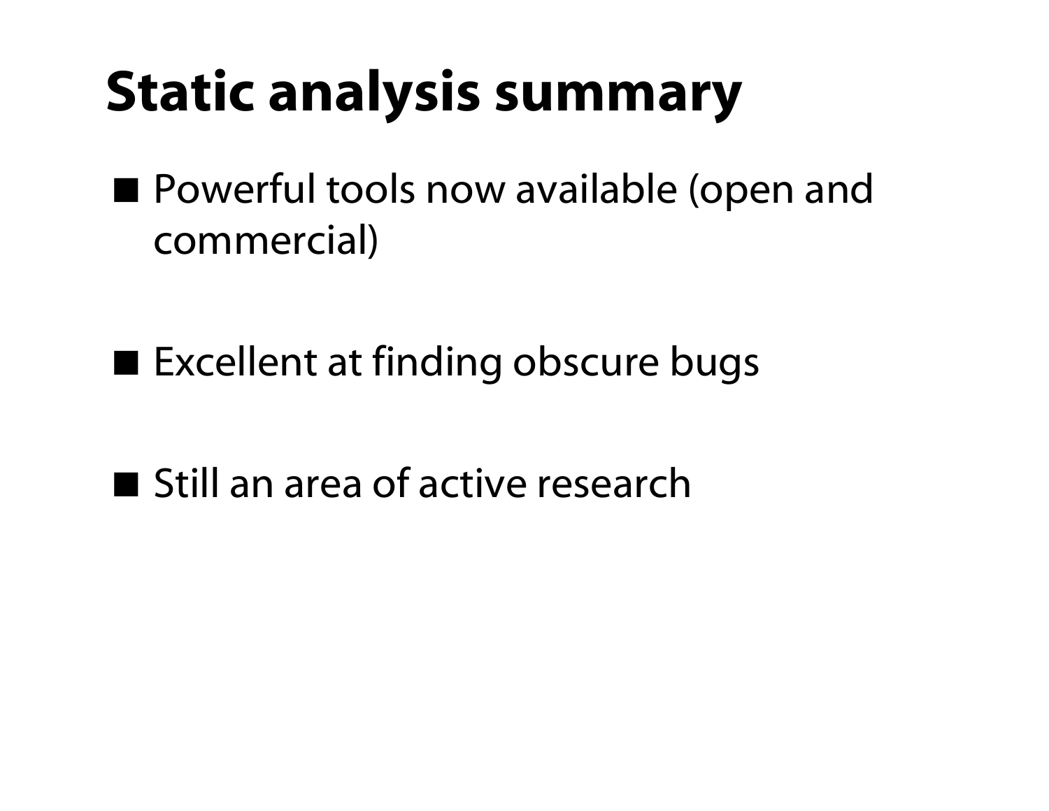# Static analysis summary

- Powerful tools now available (open and commercial)
- Excellent at finding obscure bugs
- Still an area of active research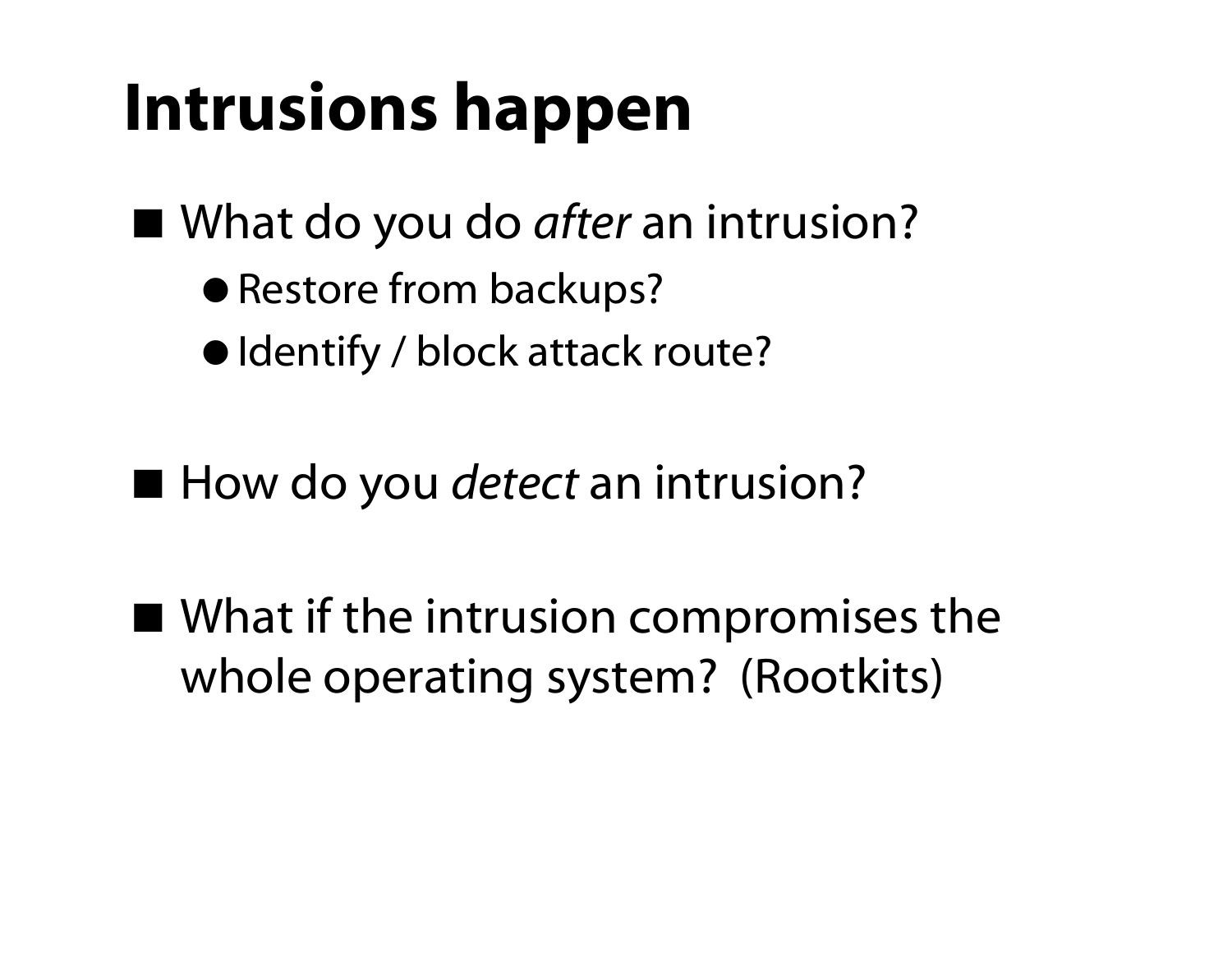# Intrusions happen

- What do you do *after* an intrusion?
  - Restore from backups?
  - Identify / block attack route?

- How do you *detect* an intrusion?

- What if the intrusion compromises the whole operating system? (Rootkits)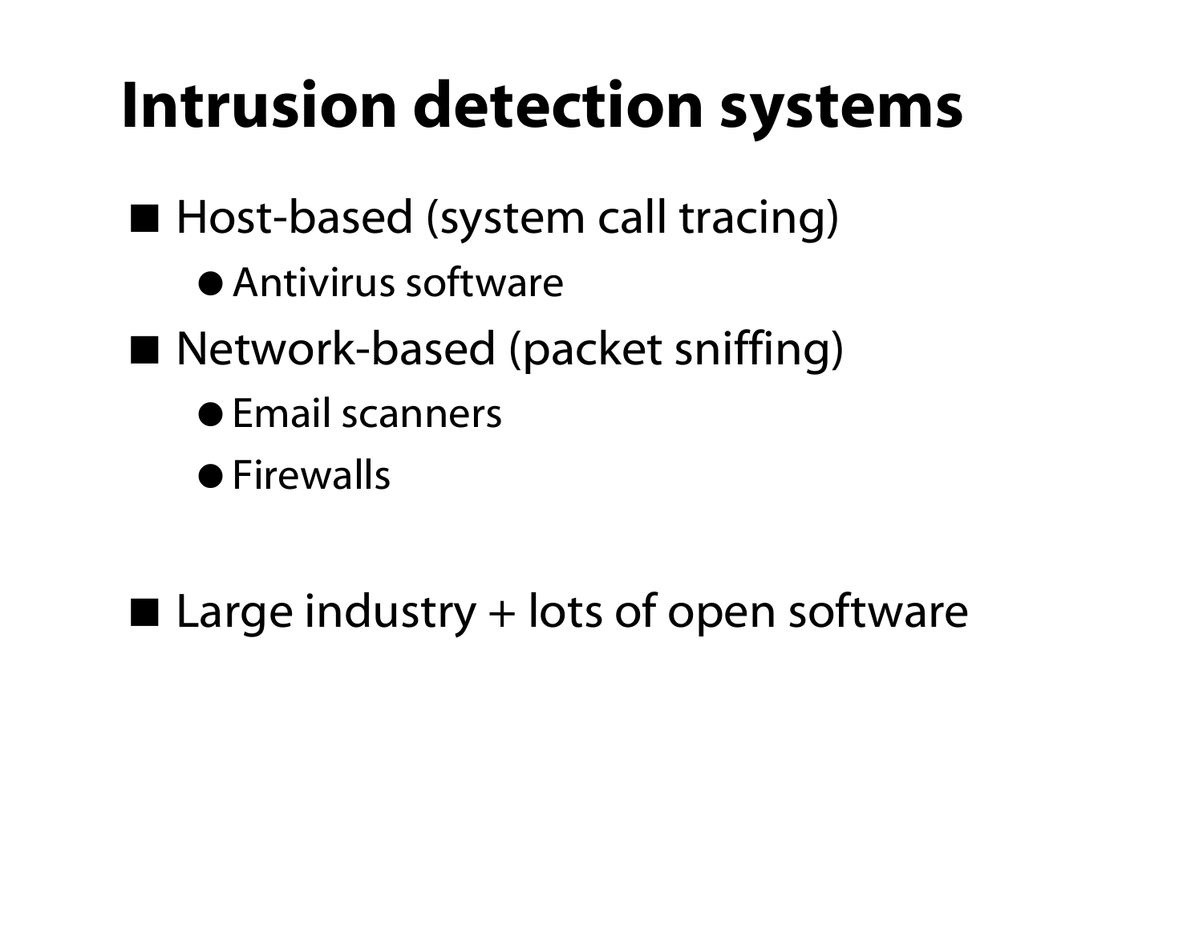# Intrusion detection systems

- Host-based (system call tracing)
  - Antivirus software
- Network-based (packet sniffing)
  - Email scanners
  - Firewalls

- Large industry + lots of open software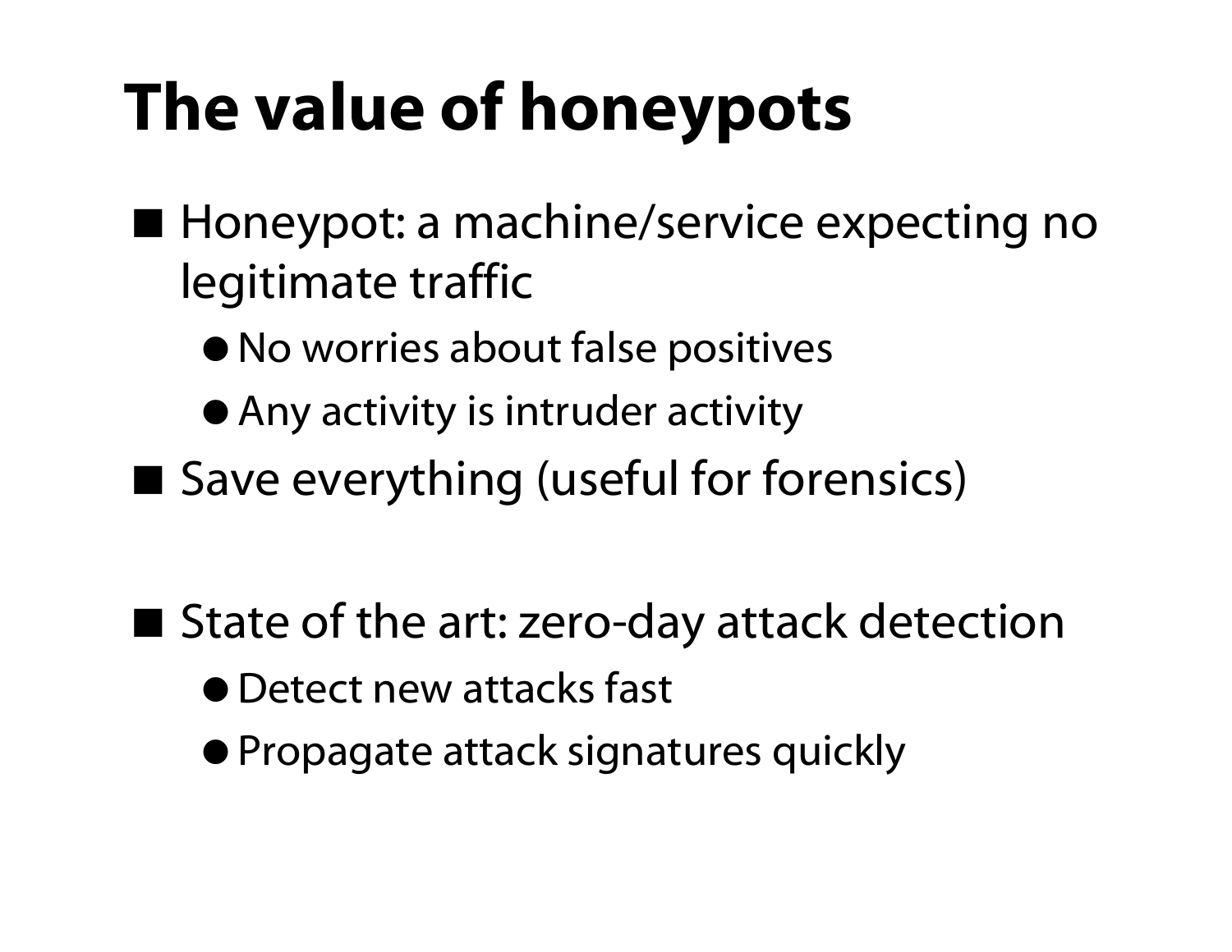# The value of honeypots

- Honeypot: a machine/service expecting no legitimate traffic
  - No worries about false positives
  - Any activity is intruder activity
- Save everything (useful for forensics)

- State of the art: zero-day attack detection
  - Detect new attacks fast
  - Propagate attack signatures quickly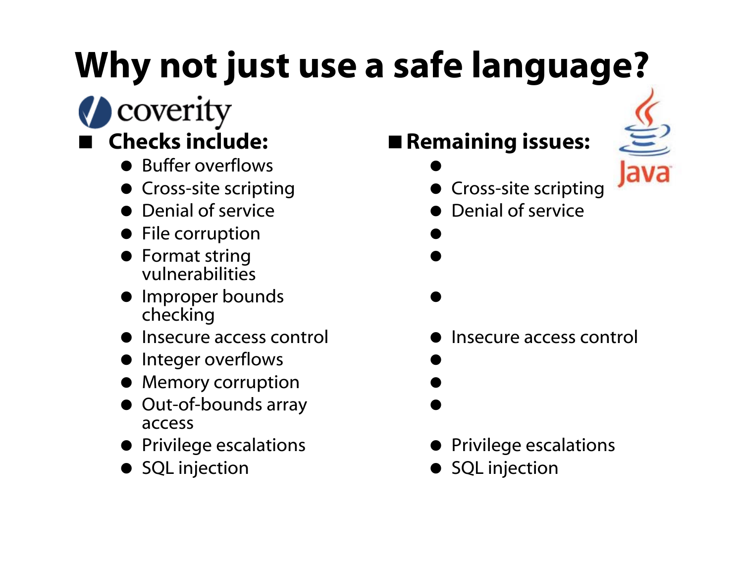# Why not just use a safe language?

coverity

- **Checks include:**
  - Buffer overflows
  - Cross-site scripting
  - Denial of service
  - File corruption
  - Format string vulnerabilities
  - Improper bounds checking
  - Insecure access control
  - Integer overflows
  - Memory corruption
  - Out-of-bounds array access
  - Privilege escalations
  - SQL injection

Java

- **Remaining issues:**
  - 
  - Cross-site scripting
  - Denial of service
  - 
  - 
  - 
  - Insecure access control
  - 
  - 
  - 
  - Privilege escalations
  - SQL injection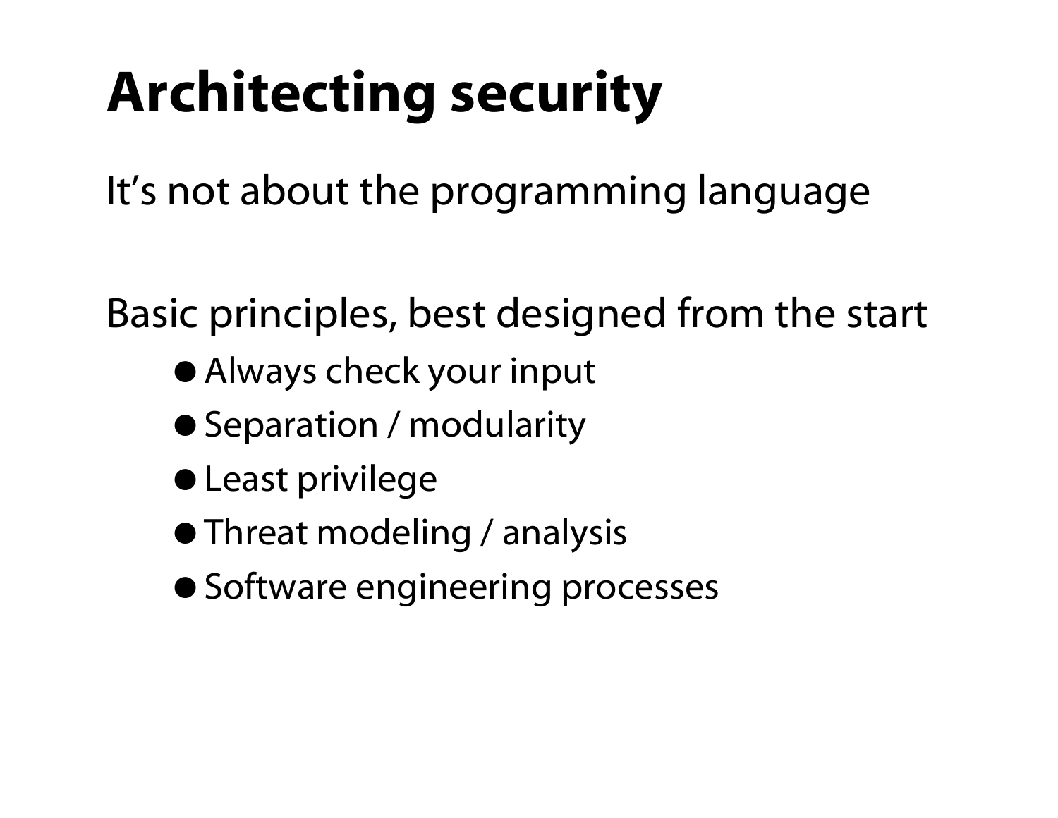# Architecting security

It's not about the programming language

Basic principles, best designed from the start

- Always check your input
- Separation / modularity
- Least privilege
- Threat modeling / analysis
- Software engineering processes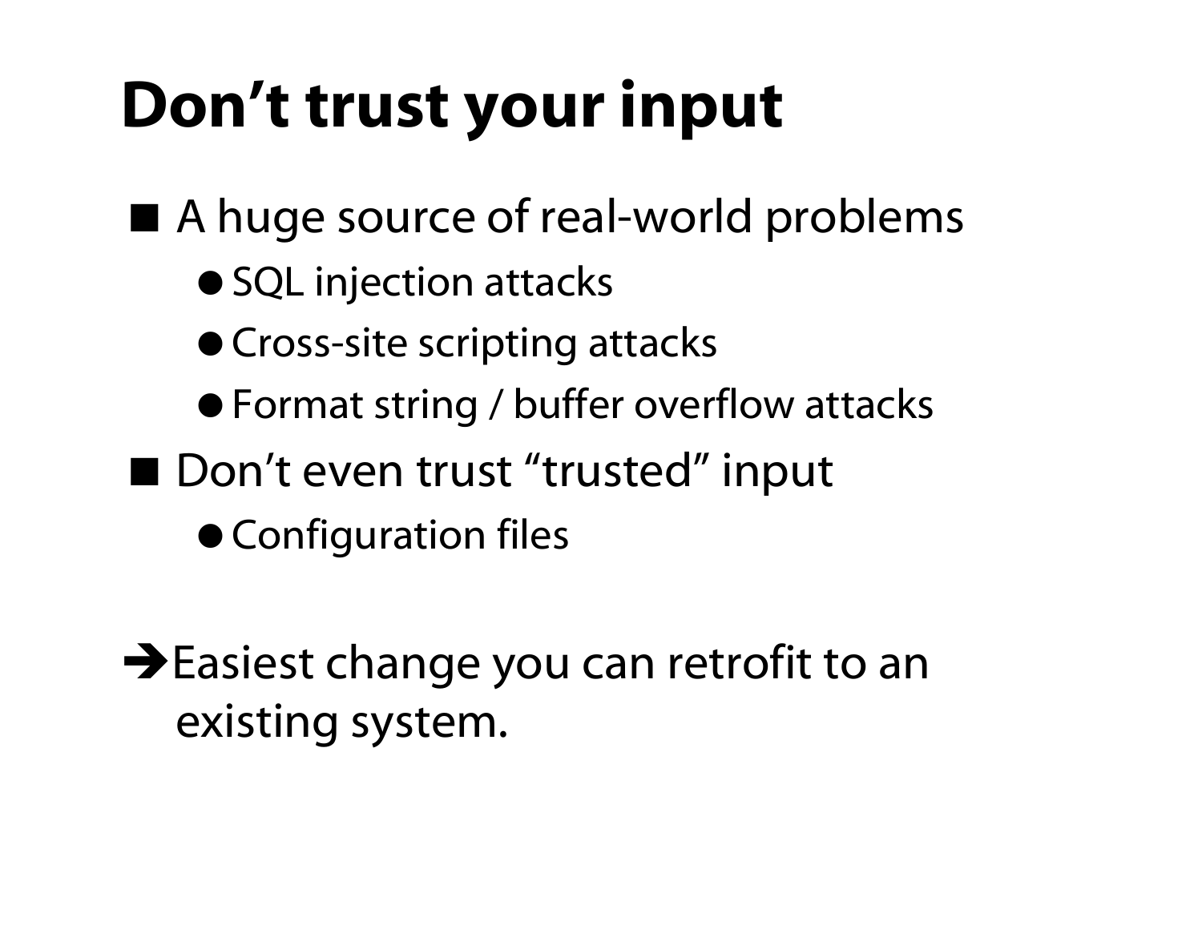# Don’t trust your input

- A huge source of real-world problems
  - SQL injection attacks
  - Cross-site scripting attacks
  - Format string / buffer overflow attacks
- Don’t even trust “trusted” input
  - Configuration files

➔Easiest change you can retrofit to an existing system.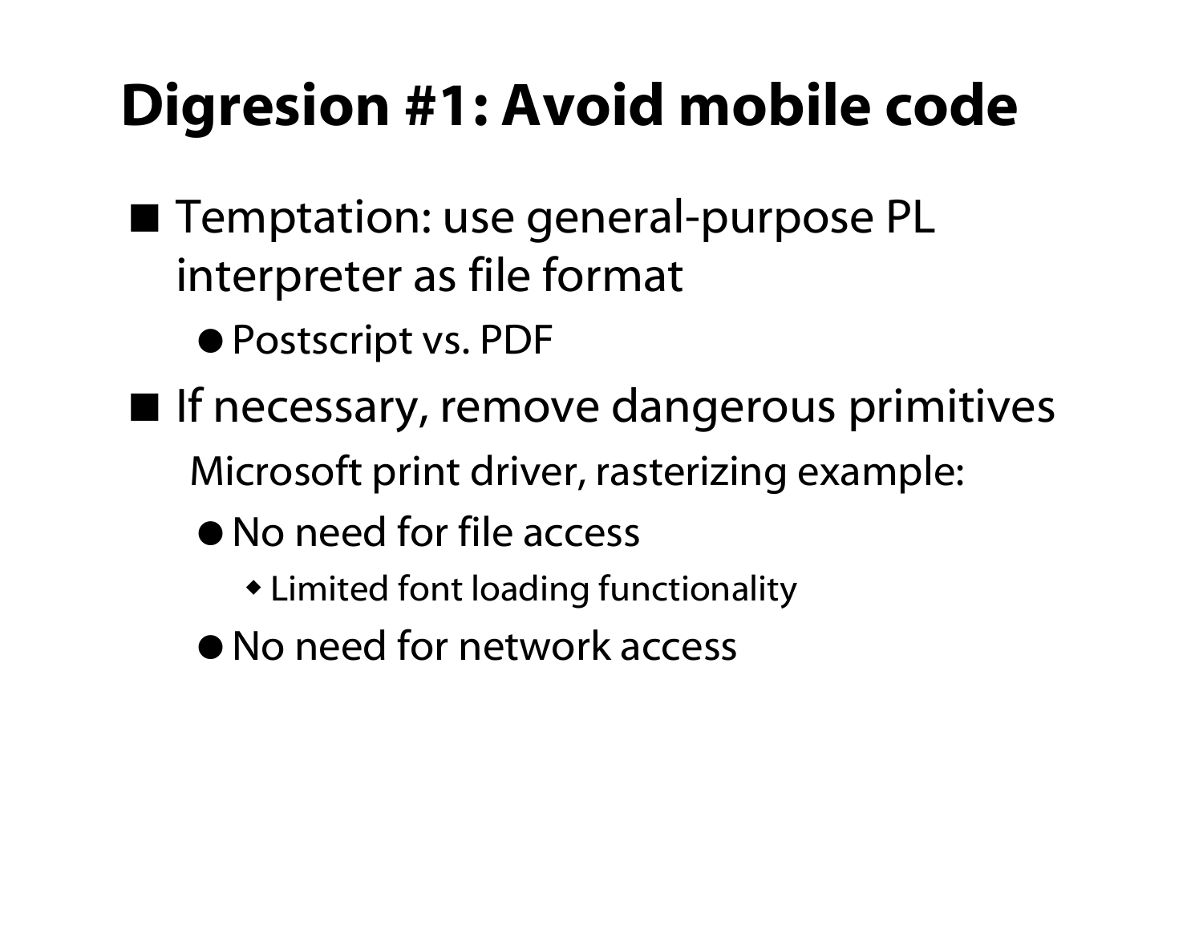# Digresion #1: Avoid mobile code

- Temptation: use general-purpose PL interpreter as file format
  - Postscript vs. PDF
- If necessary, remove dangerous primitives

  Microsoft print driver, rasterizing example:

  - No need for file access
    - Limited font loading functionality
  - No need for network access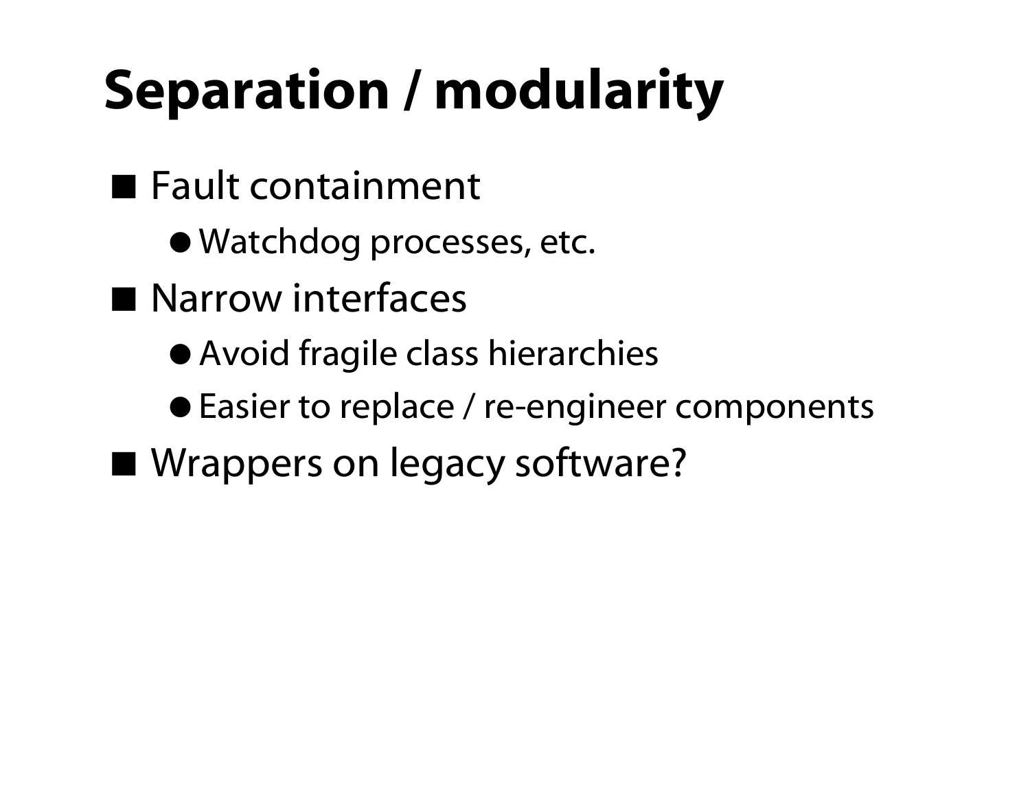# Separation / modularity

- Fault containment
  - Watchdog processes, etc.
- Narrow interfaces
  - Avoid fragile class hierarchies
  - Easier to replace / re-engineer components
- Wrappers on legacy software?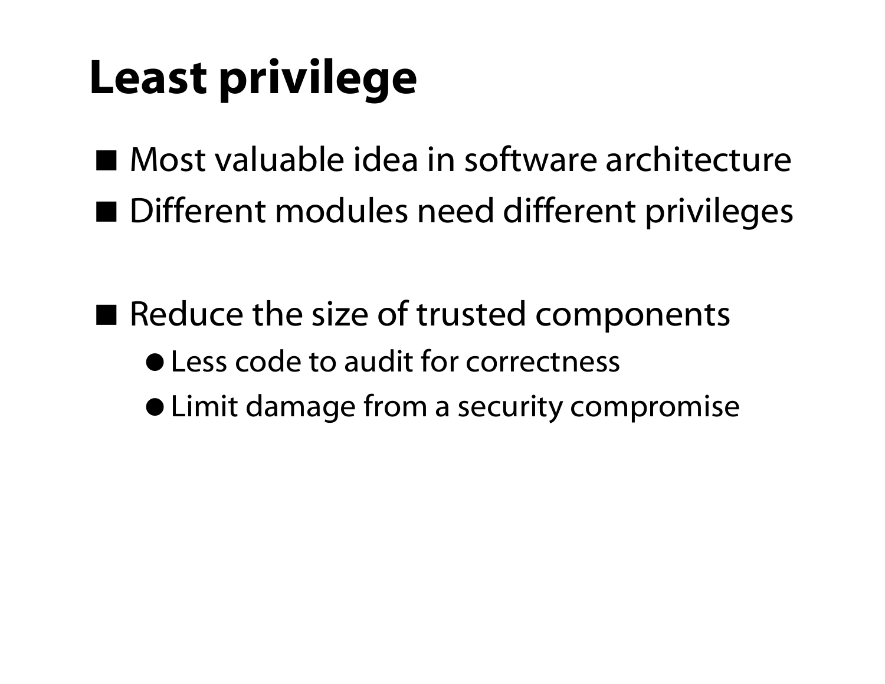# Least privilege

- Most valuable idea in software architecture
- Different modules need different privileges

- Reduce the size of trusted components
  - Less code to audit for correctness
  - Limit damage from a security compromise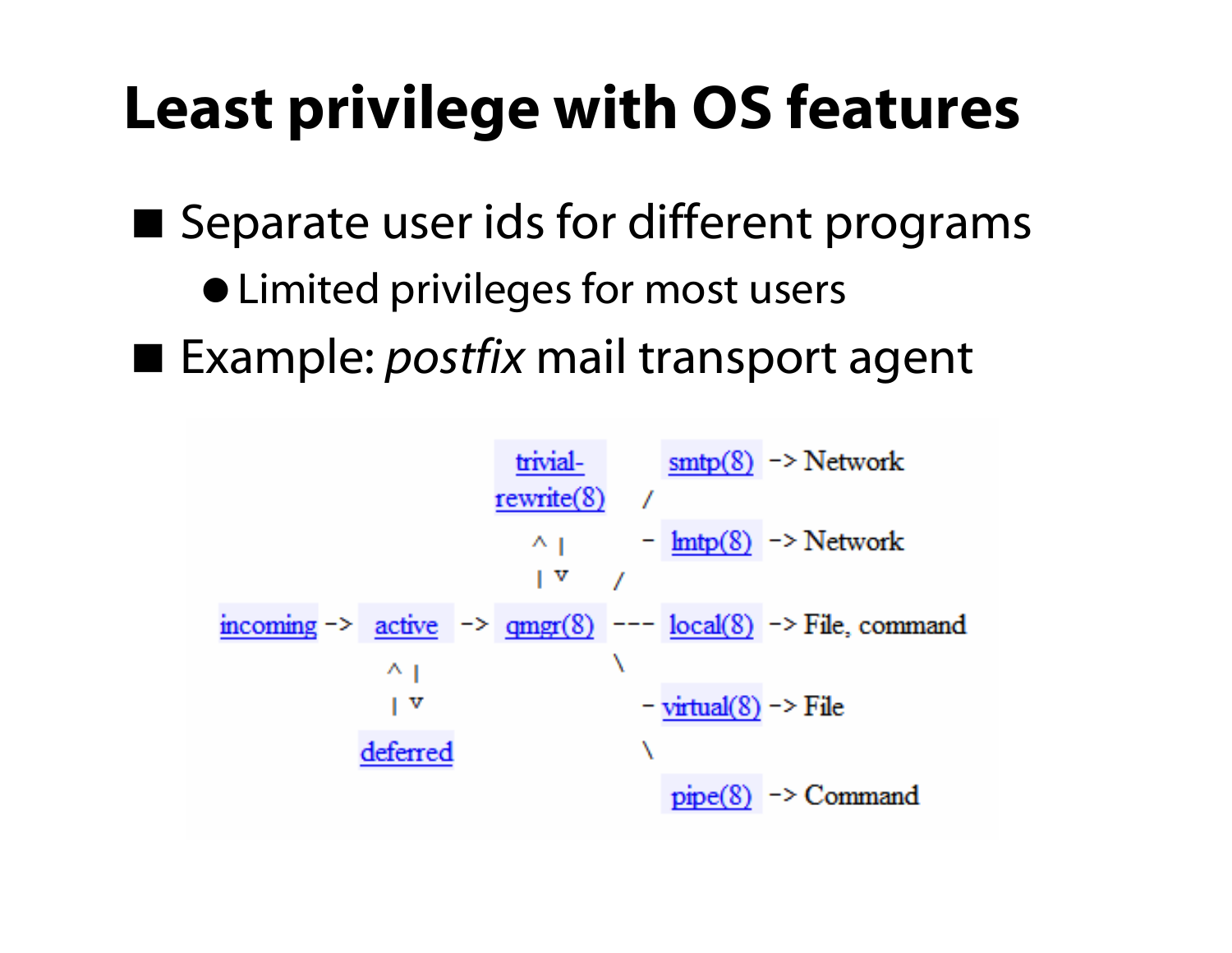# Least privilege with OS features

- Separate user ids for different programs
  - Limited privileges for most users
- Example: *postfix* mail transport agent

```
                              trivial-          smtp(8)    -> Network
                              rewrite(8)    /
                                ^ |          - lmtp(8)    -> Network
                                | v       /
incoming -> active  -> qmgr(8)   ---  local(8)   -> File, command
              ^ |                     \
              | v                      - virtual(8) -> File
           deferred                    \
                                        pipe(8)    -> Command
```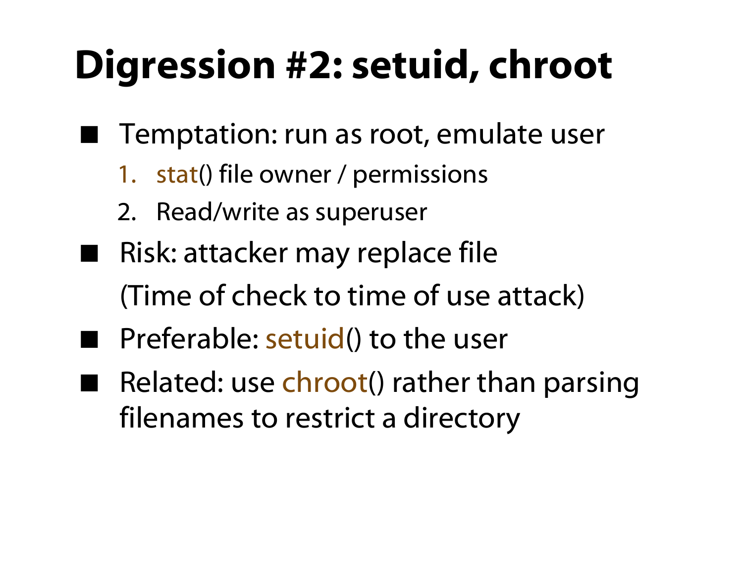# Digression #2: setuid, chroot

- Temptation: run as root, emulate user
  1. stat() file owner / permissions
  2. Read/write as superuser
- Risk: attacker may replace file
  (Time of check to time of use attack)
- Preferable: setuid() to the user
- Related: use chroot() rather than parsing filenames to restrict a directory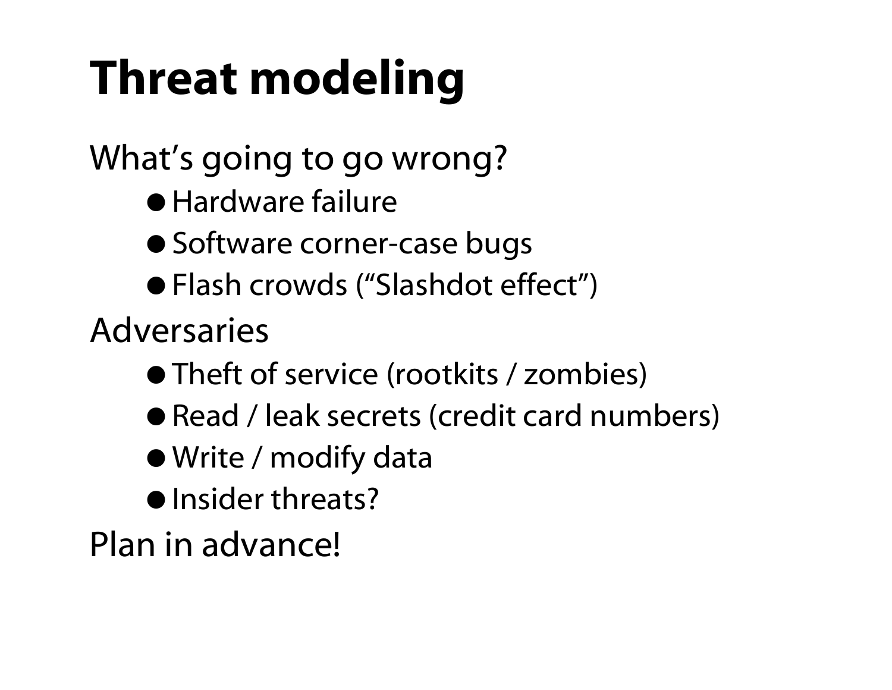# Threat modeling

What's going to go wrong?

- Hardware failure
- Software corner-case bugs
- Flash crowds ("Slashdot effect")

Adversaries

- Theft of service (rootkits / zombies)
- Read / leak secrets (credit card numbers)
- Write / modify data
- Insider threats?

Plan in advance!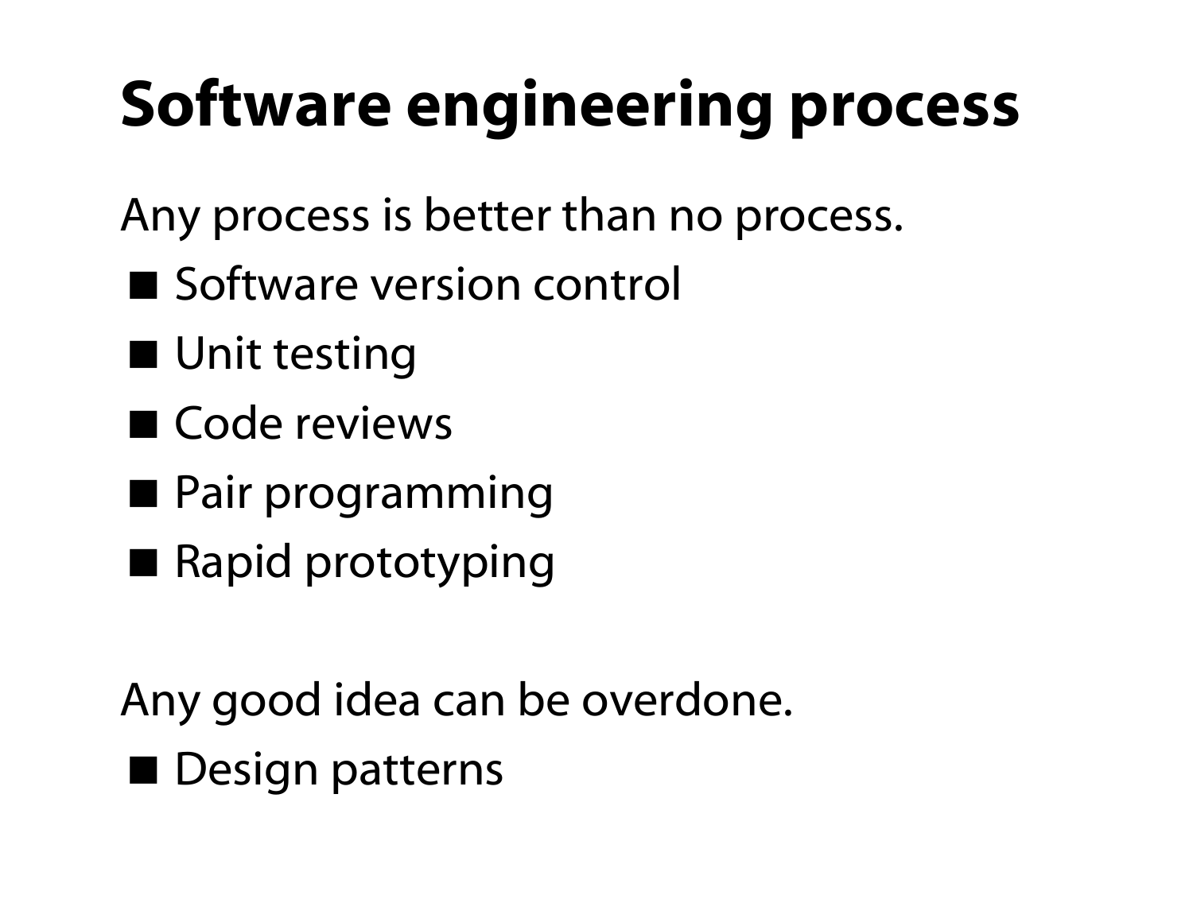# Software engineering process

Any process is better than no process.

- Software version control
- Unit testing
- Code reviews
- Pair programming
- Rapid prototyping

Any good idea can be overdone.

- Design patterns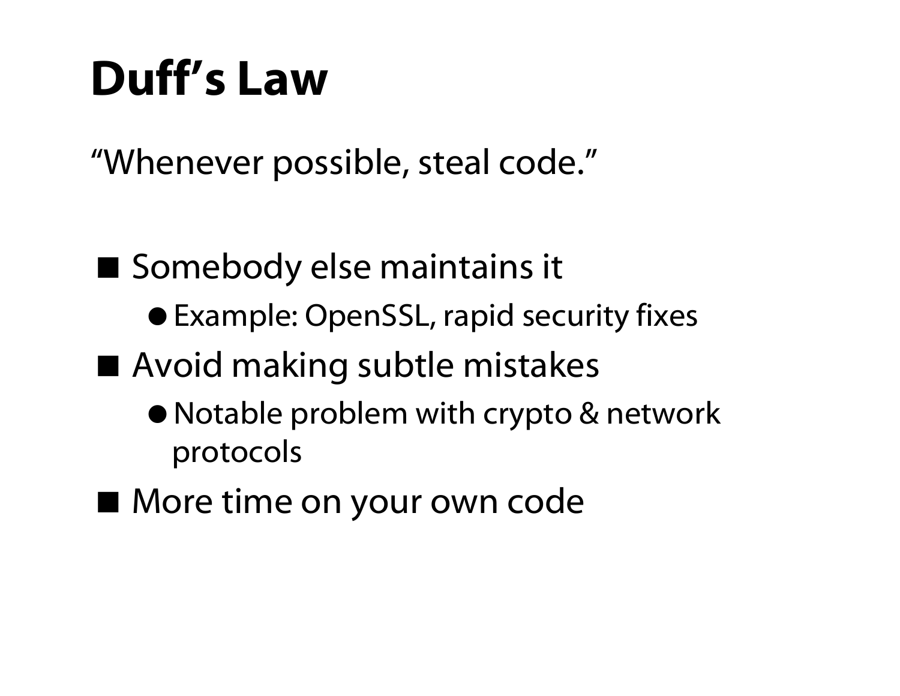# Duff's Law

"Whenever possible, steal code."

- Somebody else maintains it
  - Example: OpenSSL, rapid security fixes
- Avoid making subtle mistakes
  - Notable problem with crypto & network protocols
- More time on your own code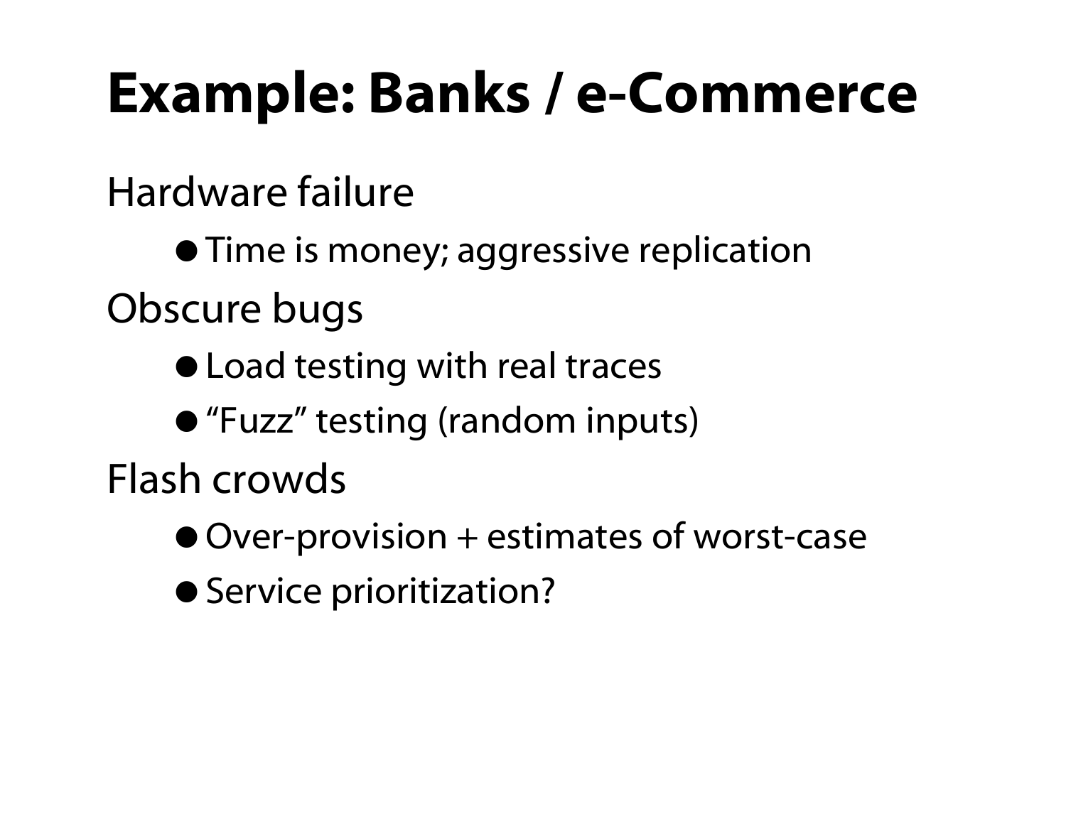# Example: Banks / e-Commerce

Hardware failure

- Time is money; aggressive replication

Obscure bugs

- Load testing with real traces
- “Fuzz” testing (random inputs)

Flash crowds

- Over-provision + estimates of worst-case
- Service prioritization?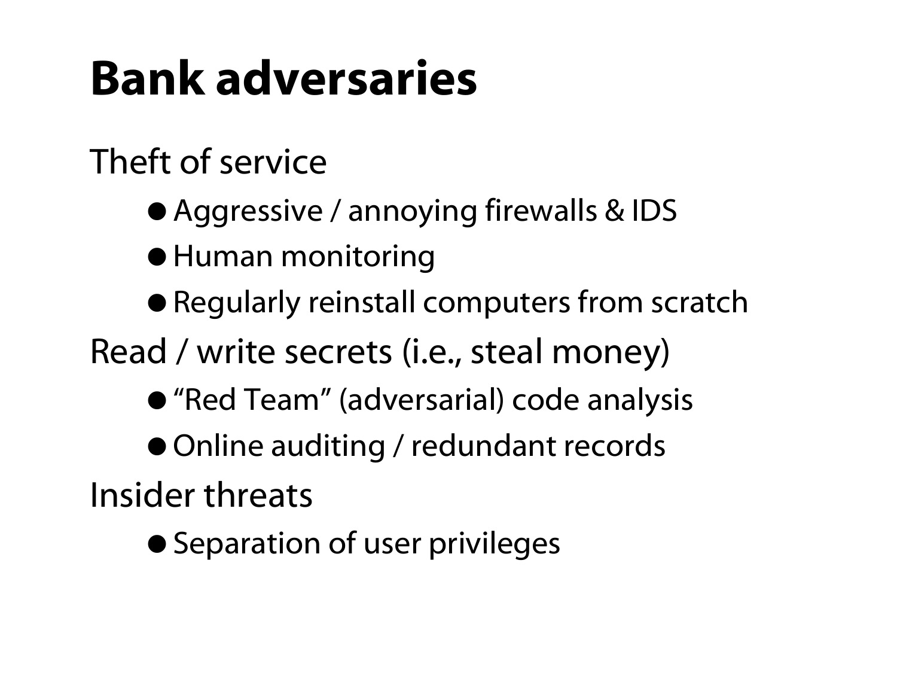# Bank adversaries

Theft of service

- Aggressive / annoying firewalls & IDS
- Human monitoring
- Regularly reinstall computers from scratch

Read / write secrets (i.e., steal money)

- "Red Team" (adversarial) code analysis
- Online auditing / redundant records

Insider threats

- Separation of user privileges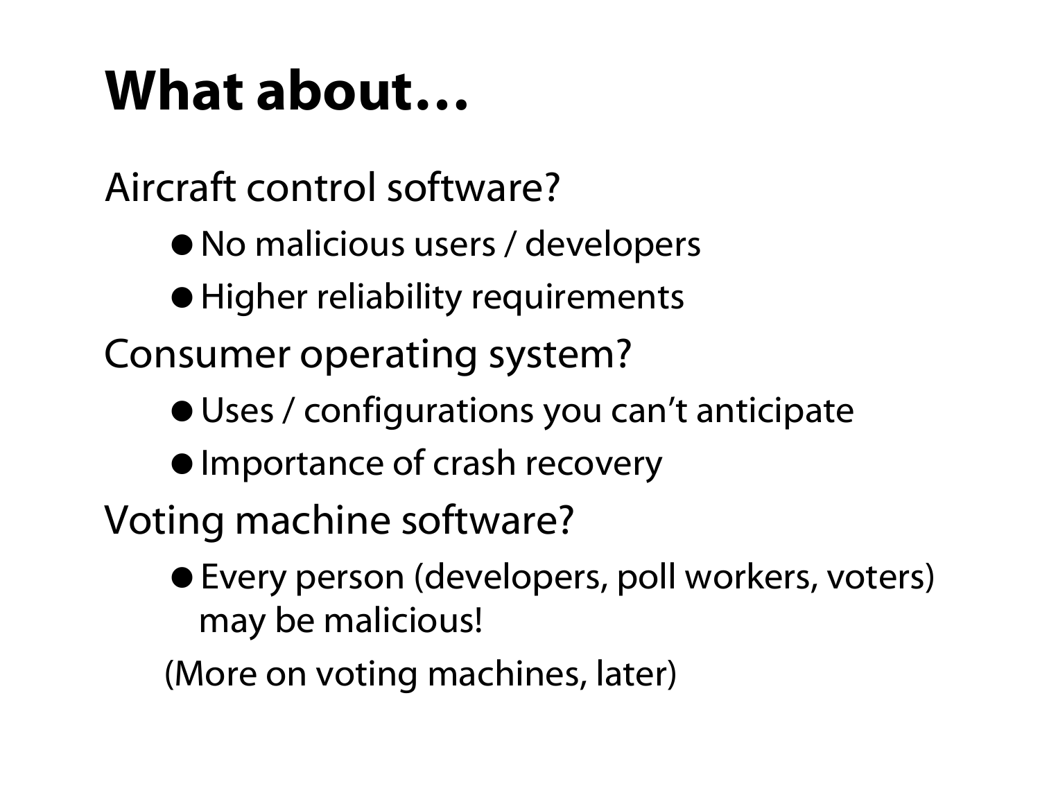# What about…

Aircraft control software?

- No malicious users / developers
- Higher reliability requirements

Consumer operating system?

- Uses / configurations you can't anticipate
- Importance of crash recovery

Voting machine software?

- Every person (developers, poll workers, voters) may be malicious!

(More on voting machines, later)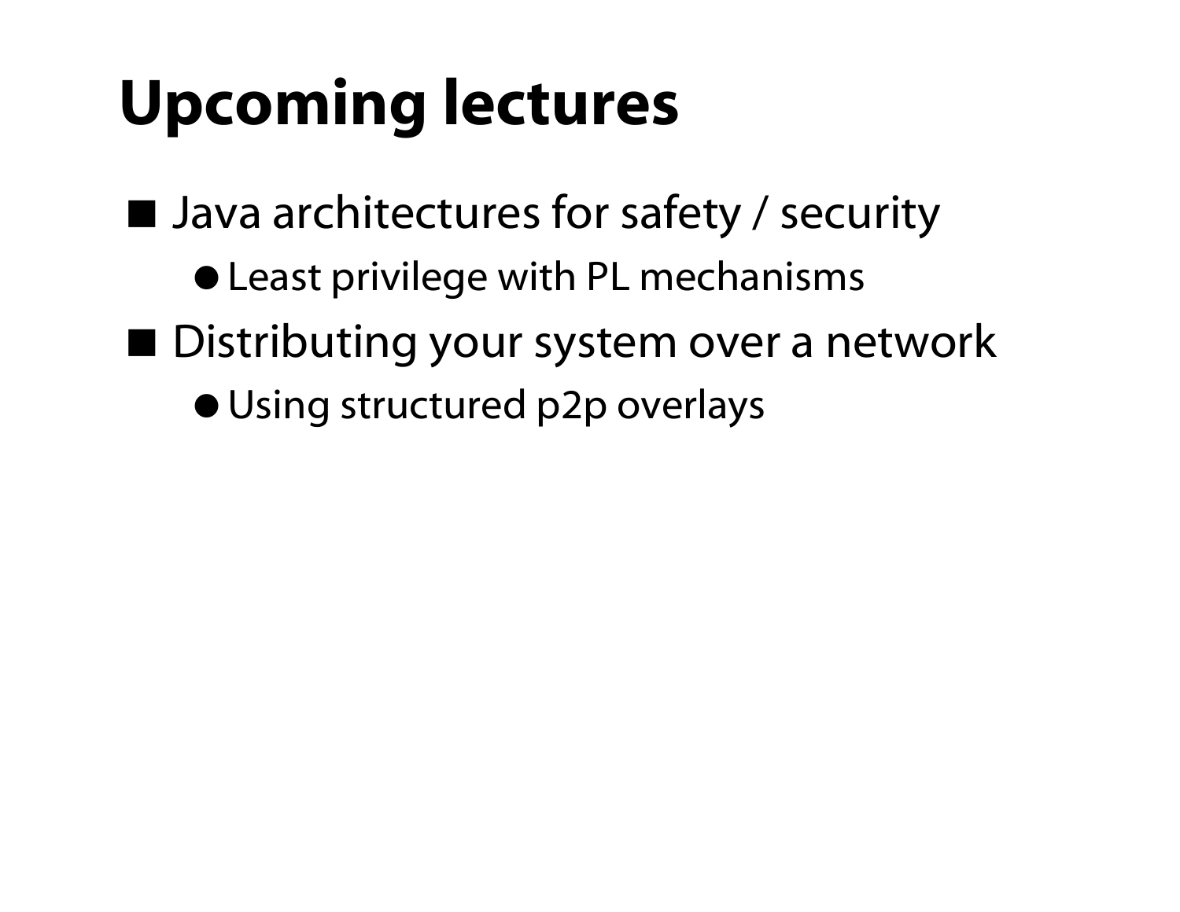# Upcoming lectures

- Java architectures for safety / security
  - Least privilege with PL mechanisms
- Distributing your system over a network
  - Using structured p2p overlays